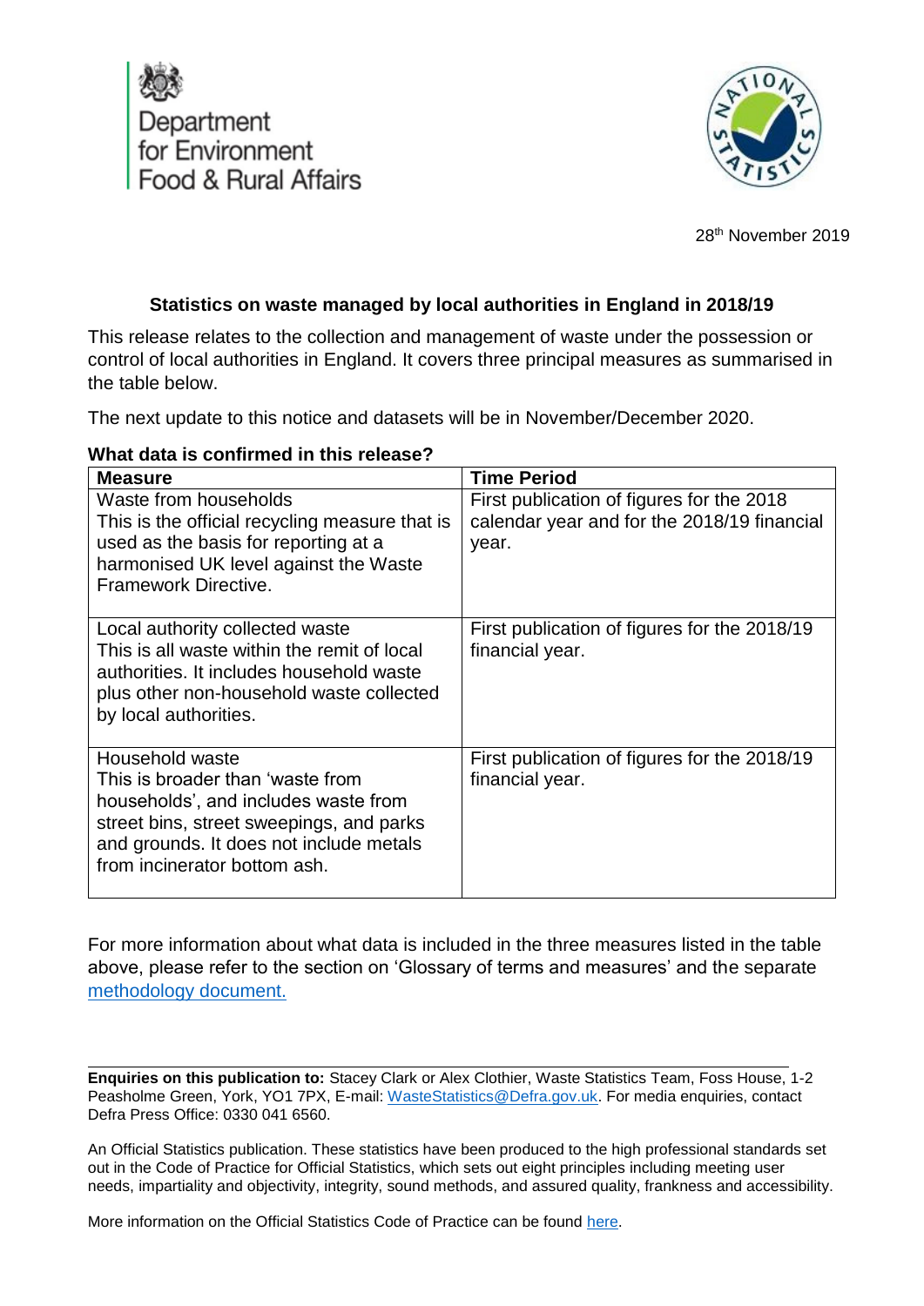Department for Environment Food & Rural Affairs

28th November 2019

# Statistics on waste managed by local authorities in England in 2018/19

This release relates to the collection and management of waste under the possession or control of local authorities in England. It covers three principal measures as summarised in the table below.

The next update to this notice and datasets will be in November/December 2020.

**What data is confirmed in this release?**

| Measure | Time Period |
|---|---|
| Waste from households<br>This is the official recycling measure that is used as the basis for reporting at a harmonised UK level against the Waste Framework Directive. | First publication of figures for the 2018 calendar year and for the 2018/19 financial year. |
| Local authority collected waste<br>This is all waste within the remit of local authorities. It includes household waste plus other non-household waste collected by local authorities. | First publication of figures for the 2018/19 financial year. |
| Household waste<br>This is broader than 'waste from households', and includes waste from street bins, street sweepings, and parks and grounds. It does not include metals from incinerator bottom ash. | First publication of figures for the 2018/19 financial year. |

For more information about what data is included in the three measures listed in the table above, please refer to the section on 'Glossary of terms and measures' and the separate methodology document.

---

**Enquiries on this publication to:** Stacey Clark or Alex Clothier, Waste Statistics Team, Foss House, 1-2 Peasholme Green, York, YO1 7PX, E-mail: WasteStatistics@Defra.gov.uk. For media enquiries, contact Defra Press Office: 0330 041 6560.

An Official Statistics publication. These statistics have been produced to the high professional standards set out in the Code of Practice for Official Statistics, which sets out eight principles including meeting user needs, impartiality and objectivity, integrity, sound methods, and assured quality, frankness and accessibility.

More information on the Official Statistics Code of Practice can be found here.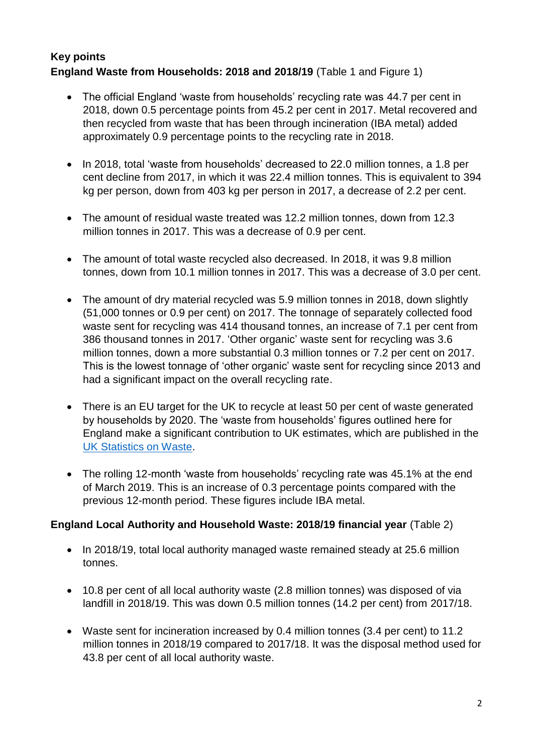**Key points**

**England Waste from Households: 2018 and 2018/19** (Table 1 and Figure 1)

- The official England 'waste from households' recycling rate was 44.7 per cent in 2018, down 0.5 percentage points from 45.2 per cent in 2017. Metal recovered and then recycled from waste that has been through incineration (IBA metal) added approximately 0.9 percentage points to the recycling rate in 2018.

- In 2018, total 'waste from households' decreased to 22.0 million tonnes, a 1.8 per cent decline from 2017, in which it was 22.4 million tonnes. This is equivalent to 394 kg per person, down from 403 kg per person in 2017, a decrease of 2.2 per cent.

- The amount of residual waste treated was 12.2 million tonnes, down from 12.3 million tonnes in 2017. This was a decrease of 0.9 per cent.

- The amount of total waste recycled also decreased. In 2018, it was 9.8 million tonnes, down from 10.1 million tonnes in 2017. This was a decrease of 3.0 per cent.

- The amount of dry material recycled was 5.9 million tonnes in 2018, down slightly (51,000 tonnes or 0.9 per cent) on 2017. The tonnage of separately collected food waste sent for recycling was 414 thousand tonnes, an increase of 7.1 per cent from 386 thousand tonnes in 2017. 'Other organic' waste sent for recycling was 3.6 million tonnes, down a more substantial 0.3 million tonnes or 7.2 per cent on 2017. This is the lowest tonnage of 'other organic' waste sent for recycling since 2013 and had a significant impact on the overall recycling rate.

- There is an EU target for the UK to recycle at least 50 per cent of waste generated by households by 2020. The 'waste from households' figures outlined here for England make a significant contribution to UK estimates, which are published in the UK Statistics on Waste.

- The rolling 12-month 'waste from households' recycling rate was 45.1% at the end of March 2019. This is an increase of 0.3 percentage points compared with the previous 12-month period. These figures include IBA metal.

**England Local Authority and Household Waste: 2018/19 financial year** (Table 2)

- In 2018/19, total local authority managed waste remained steady at 25.6 million tonnes.

- 10.8 per cent of all local authority waste (2.8 million tonnes) was disposed of via landfill in 2018/19. This was down 0.5 million tonnes (14.2 per cent) from 2017/18.

- Waste sent for incineration increased by 0.4 million tonnes (3.4 per cent) to 11.2 million tonnes in 2018/19 compared to 2017/18. It was the disposal method used for 43.8 per cent of all local authority waste.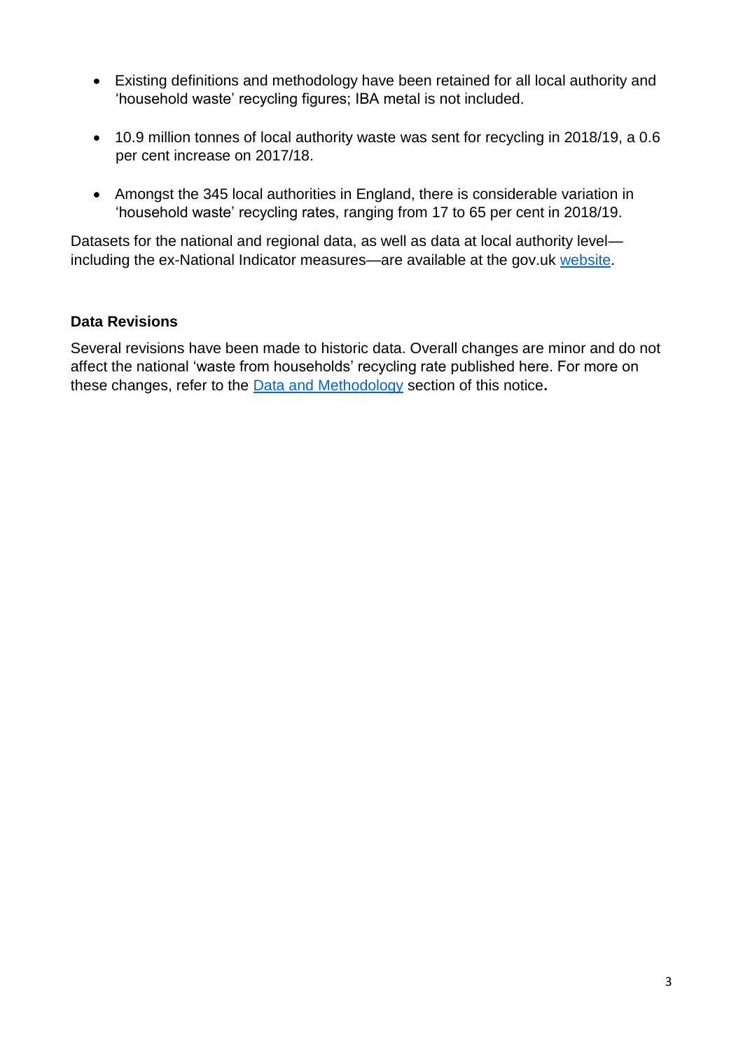- Existing definitions and methodology have been retained for all local authority and 'household waste' recycling figures; IBA metal is not included.

- 10.9 million tonnes of local authority waste was sent for recycling in 2018/19, a 0.6 per cent increase on 2017/18.

- Amongst the 345 local authorities in England, there is considerable variation in 'household waste' recycling rates, ranging from 17 to 65 per cent in 2018/19.

Datasets for the national and regional data, as well as data at local authority level—including the ex-National Indicator measures—are available at the gov.uk website.

**Data Revisions**

Several revisions have been made to historic data. Overall changes are minor and do not affect the national 'waste from households' recycling rate published here. For more on these changes, refer to the Data and Methodology section of this notice**.**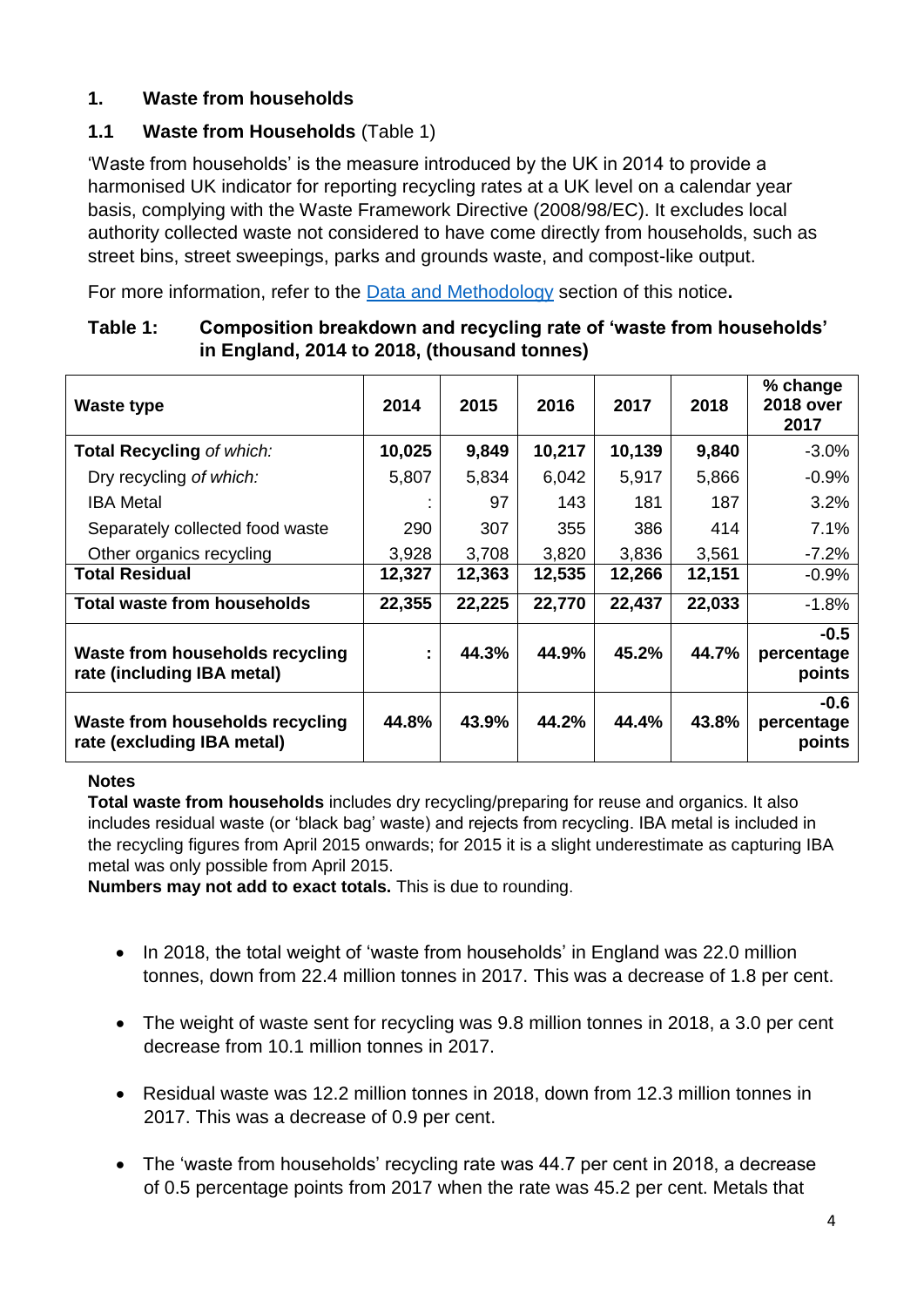## 1. Waste from households

### 1.1 Waste from Households (Table 1)

'Waste from households' is the measure introduced by the UK in 2014 to provide a harmonised UK indicator for reporting recycling rates at a UK level on a calendar year basis, complying with the Waste Framework Directive (2008/98/EC). It excludes local authority collected waste not considered to have come directly from households, such as street bins, street sweepings, parks and grounds waste, and compost-like output.

For more information, refer to the [Data and Methodology](#) section of this notice**.**

**Table 1: Composition breakdown and recycling rate of 'waste from households' in England, 2014 to 2018, (thousand tonnes)**

| Waste type | 2014 | 2015 | 2016 | 2017 | 2018 | % change 2018 over 2017 |
|---|---|---|---|---|---|---|
| **Total Recycling** *of which:* | **10,025** | **9,849** | **10,217** | **10,139** | **9,840** | -3.0% |
| Dry recycling *of which:* | 5,807 | 5,834 | 6,042 | 5,917 | 5,866 | -0.9% |
| IBA Metal | : | 97 | 143 | 181 | 187 | 3.2% |
| Separately collected food waste | 290 | 307 | 355 | 386 | 414 | 7.1% |
| Other organics recycling | 3,928 | 3,708 | 3,820 | 3,836 | 3,561 | -7.2% |
| **Total Residual** | **12,327** | **12,363** | **12,535** | **12,266** | **12,151** | -0.9% |
| **Total waste from households** | **22,355** | **22,225** | **22,770** | **22,437** | **22,033** | -1.8% |
| **Waste from households recycling rate (including IBA metal)** | **:** | **44.3%** | **44.9%** | **45.2%** | **44.7%** | **-0.5 percentage points** |
| **Waste from households recycling rate (excluding IBA metal)** | **44.8%** | **43.9%** | **44.2%** | **44.4%** | **43.8%** | **-0.6 percentage points** |

**Notes**

**Total waste from households** includes dry recycling/preparing for reuse and organics. It also includes residual waste (or 'black bag' waste) and rejects from recycling. IBA metal is included in the recycling figures from April 2015 onwards; for 2015 it is a slight underestimate as capturing IBA metal was only possible from April 2015.

**Numbers may not add to exact totals.** This is due to rounding.

- In 2018, the total weight of 'waste from households' in England was 22.0 million tonnes, down from 22.4 million tonnes in 2017. This was a decrease of 1.8 per cent.
- The weight of waste sent for recycling was 9.8 million tonnes in 2018, a 3.0 per cent decrease from 10.1 million tonnes in 2017.
- Residual waste was 12.2 million tonnes in 2018, down from 12.3 million tonnes in 2017. This was a decrease of 0.9 per cent.
- The 'waste from households' recycling rate was 44.7 per cent in 2018, a decrease of 0.5 percentage points from 2017 when the rate was 45.2 per cent. Metals that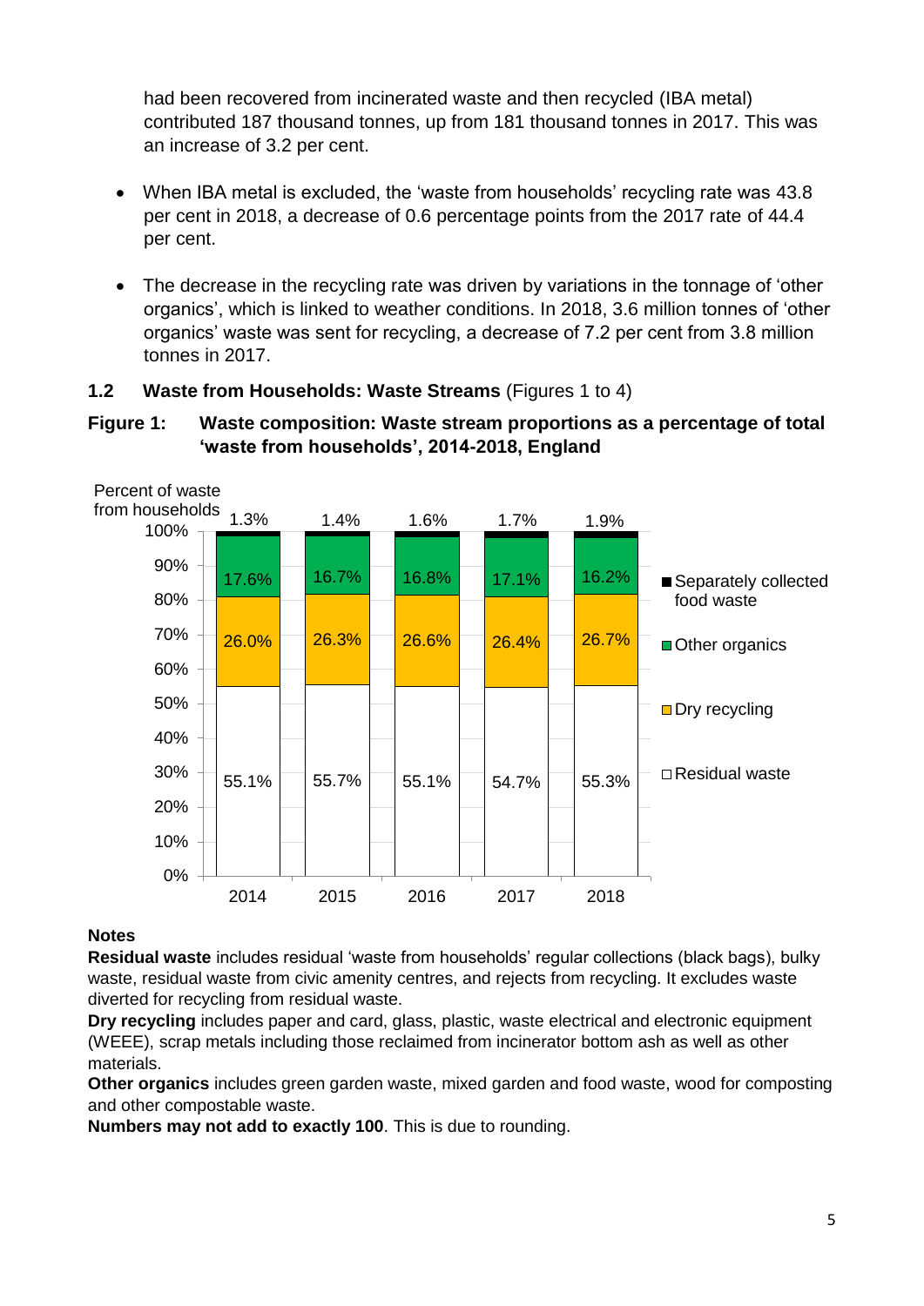had been recovered from incinerated waste and then recycled (IBA metal) contributed 187 thousand tonnes, up from 181 thousand tonnes in 2017. This was an increase of 3.2 per cent.

- When IBA metal is excluded, the 'waste from households' recycling rate was 43.8 per cent in 2018, a decrease of 0.6 percentage points from the 2017 rate of 44.4 per cent.

- The decrease in the recycling rate was driven by variations in the tonnage of 'other organics', which is linked to weather conditions. In 2018, 3.6 million tonnes of 'other organics' waste was sent for recycling, a decrease of 7.2 per cent from 3.8 million tonnes in 2017.

## 1.2 Waste from Households: Waste Streams (Figures 1 to 4)

**Figure 1: Waste composition: Waste stream proportions as a percentage of total 'waste from households', 2014-2018, England**

Percent of waste from households

| | 2014 | 2015 | 2016 | 2017 | 2018 |
|---|---|---|---|---|---|
| Separately collected food waste | 1.3% | 1.4% | 1.6% | 1.7% | 1.9% |
| Other organics | 17.6% | 16.7% | 16.8% | 17.1% | 16.2% |
| Dry recycling | 26.0% | 26.3% | 26.6% | 26.4% | 26.7% |
| Residual waste | 55.1% | 55.7% | 55.1% | 54.7% | 55.3% |

**Notes**

**Residual waste** includes residual 'waste from households' regular collections (black bags), bulky waste, residual waste from civic amenity centres, and rejects from recycling. It excludes waste diverted for recycling from residual waste.

**Dry recycling** includes paper and card, glass, plastic, waste electrical and electronic equipment (WEEE), scrap metals including those reclaimed from incinerator bottom ash as well as other materials.

**Other organics** includes green garden waste, mixed garden and food waste, wood for composting and other compostable waste.

**Numbers may not add to exactly 100**. This is due to rounding.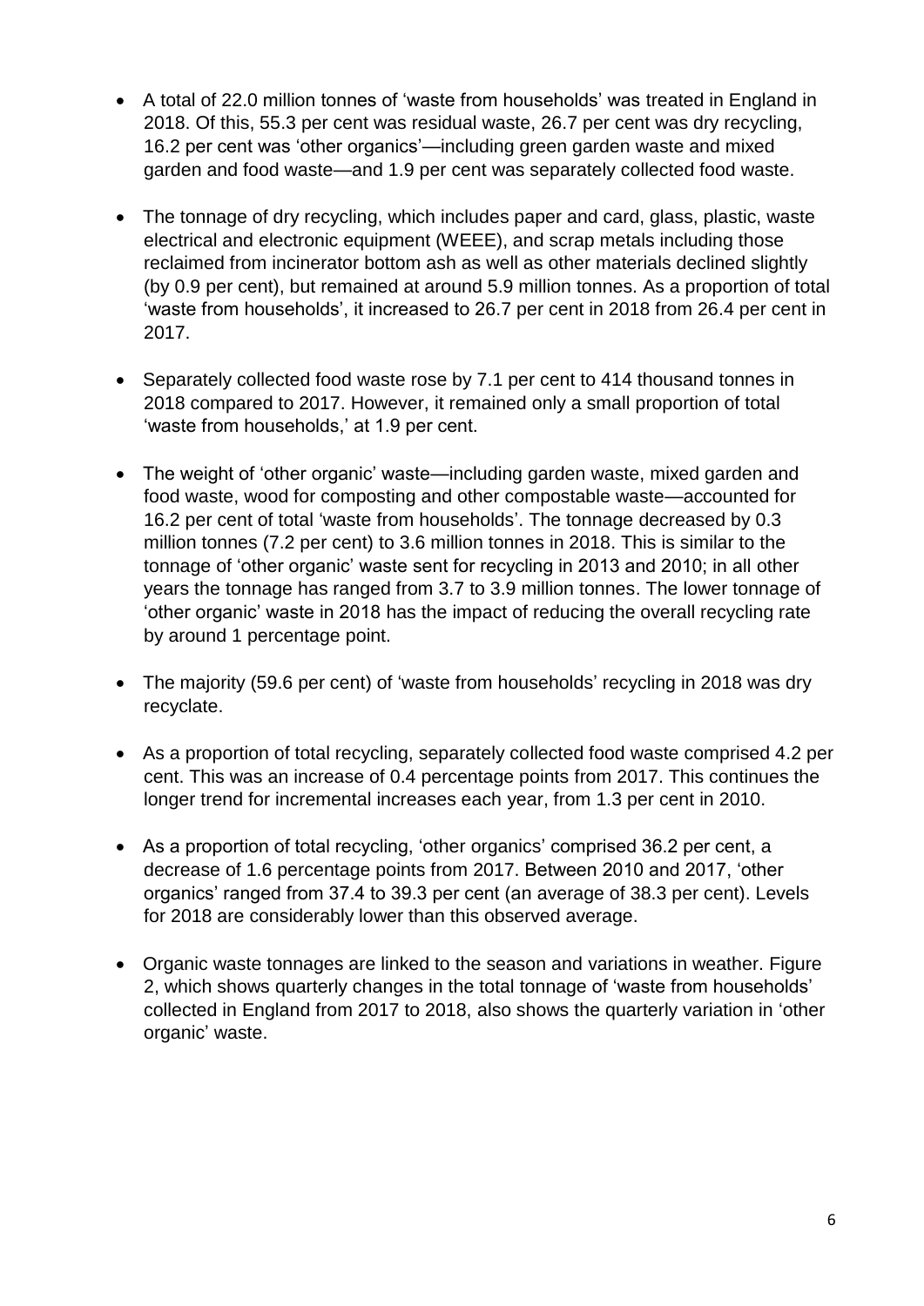- A total of 22.0 million tonnes of 'waste from households' was treated in England in 2018. Of this, 55.3 per cent was residual waste, 26.7 per cent was dry recycling, 16.2 per cent was 'other organics'—including green garden waste and mixed garden and food waste—and 1.9 per cent was separately collected food waste.

- The tonnage of dry recycling, which includes paper and card, glass, plastic, waste electrical and electronic equipment (WEEE), and scrap metals including those reclaimed from incinerator bottom ash as well as other materials declined slightly (by 0.9 per cent), but remained at around 5.9 million tonnes. As a proportion of total 'waste from households', it increased to 26.7 per cent in 2018 from 26.4 per cent in 2017.

- Separately collected food waste rose by 7.1 per cent to 414 thousand tonnes in 2018 compared to 2017. However, it remained only a small proportion of total 'waste from households,' at 1.9 per cent.

- The weight of 'other organic' waste—including garden waste, mixed garden and food waste, wood for composting and other compostable waste—accounted for 16.2 per cent of total 'waste from households'. The tonnage decreased by 0.3 million tonnes (7.2 per cent) to 3.6 million tonnes in 2018. This is similar to the tonnage of 'other organic' waste sent for recycling in 2013 and 2010; in all other years the tonnage has ranged from 3.7 to 3.9 million tonnes. The lower tonnage of 'other organic' waste in 2018 has the impact of reducing the overall recycling rate by around 1 percentage point.

- The majority (59.6 per cent) of 'waste from households' recycling in 2018 was dry recyclate.

- As a proportion of total recycling, separately collected food waste comprised 4.2 per cent. This was an increase of 0.4 percentage points from 2017. This continues the longer trend for incremental increases each year, from 1.3 per cent in 2010.

- As a proportion of total recycling, 'other organics' comprised 36.2 per cent, a decrease of 1.6 percentage points from 2017. Between 2010 and 2017, 'other organics' ranged from 37.4 to 39.3 per cent (an average of 38.3 per cent). Levels for 2018 are considerably lower than this observed average.

- Organic waste tonnages are linked to the season and variations in weather. Figure 2, which shows quarterly changes in the total tonnage of 'waste from households' collected in England from 2017 to 2018, also shows the quarterly variation in 'other organic' waste.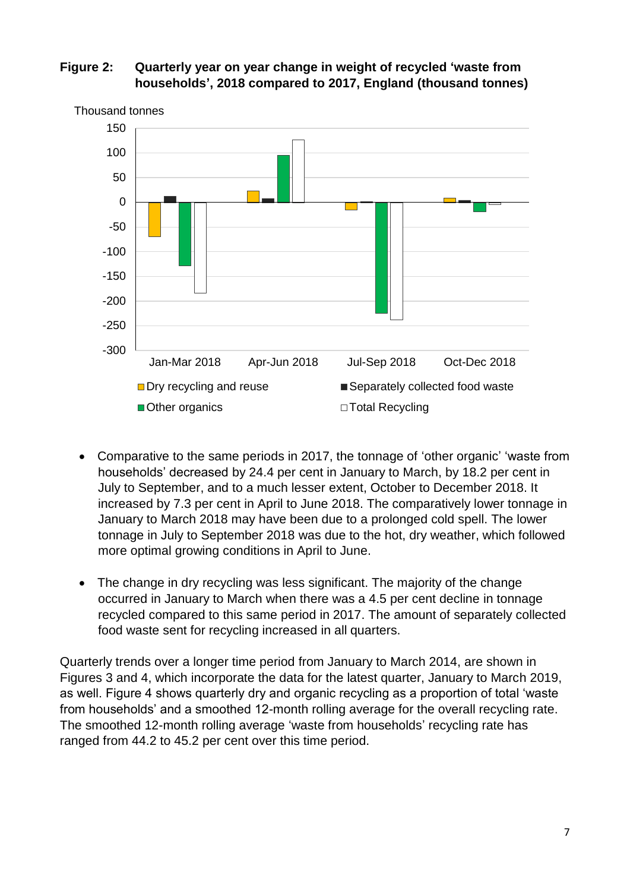**Figure 2: Quarterly year on year change in weight of recycled 'waste from households', 2018 compared to 2017, England (thousand tonnes)**

- Comparative to the same periods in 2017, the tonnage of 'other organic' 'waste from households' decreased by 24.4 per cent in January to March, by 18.2 per cent in July to September, and to a much lesser extent, October to December 2018. It increased by 7.3 per cent in April to June 2018. The comparatively lower tonnage in January to March 2018 may have been due to a prolonged cold spell. The lower tonnage in July to September 2018 was due to the hot, dry weather, which followed more optimal growing conditions in April to June.

- The change in dry recycling was less significant. The majority of the change occurred in January to March when there was a 4.5 per cent decline in tonnage recycled compared to this same period in 2017. The amount of separately collected food waste sent for recycling increased in all quarters.

Quarterly trends over a longer time period from January to March 2014, are shown in Figures 3 and 4, which incorporate the data for the latest quarter, January to March 2019, as well. Figure 4 shows quarterly dry and organic recycling as a proportion of total 'waste from households' and a smoothed 12-month rolling average for the overall recycling rate. The smoothed 12-month rolling average 'waste from households' recycling rate has ranged from 44.2 to 45.2 per cent over this time period.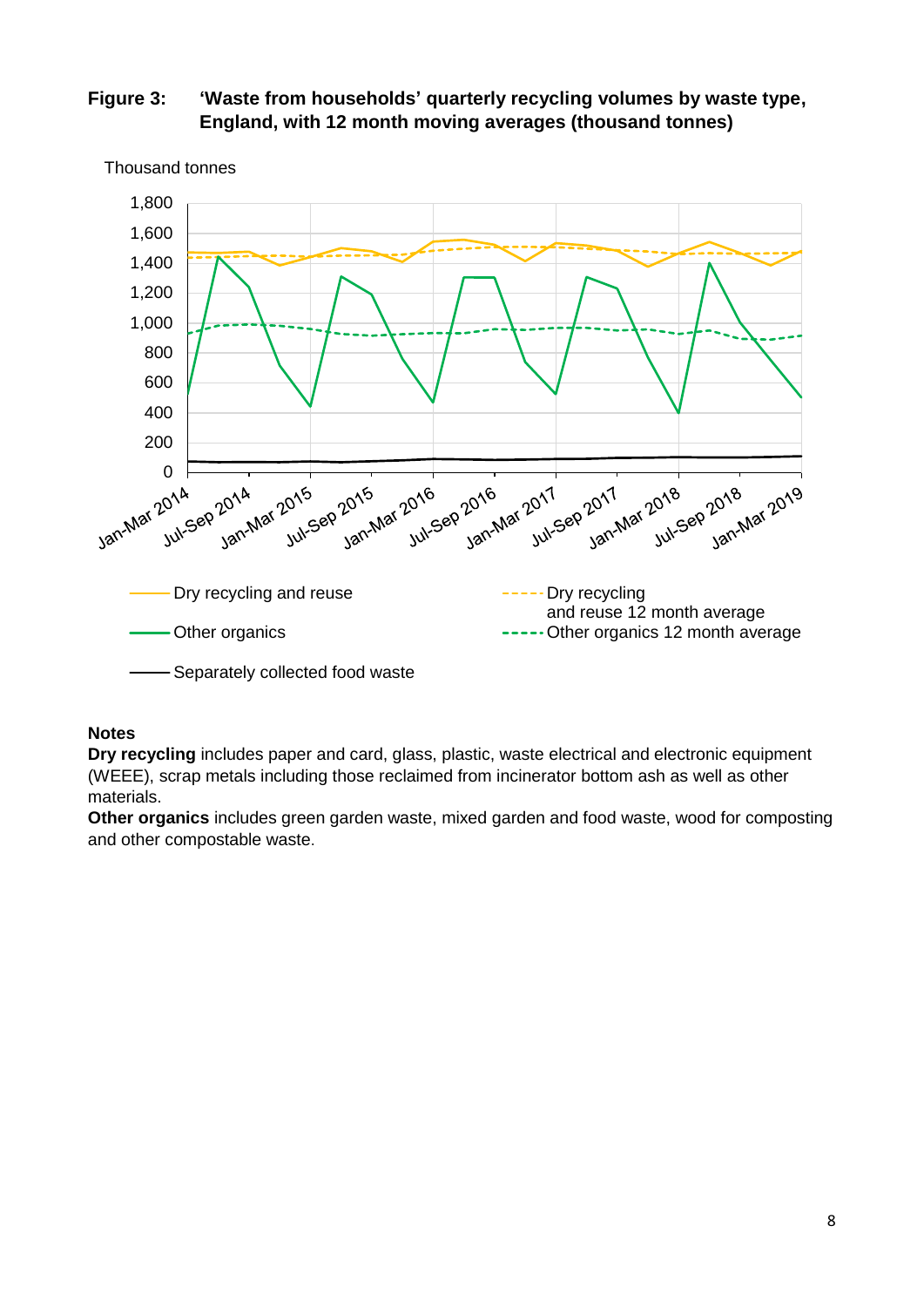**Figure 3: 'Waste from households' quarterly recycling volumes by waste type, England, with 12 month moving averages (thousand tonnes)**

**Notes**

**Dry recycling** includes paper and card, glass, plastic, waste electrical and electronic equipment (WEEE), scrap metals including those reclaimed from incinerator bottom ash as well as other materials.

**Other organics** includes green garden waste, mixed garden and food waste, wood for composting and other compostable waste.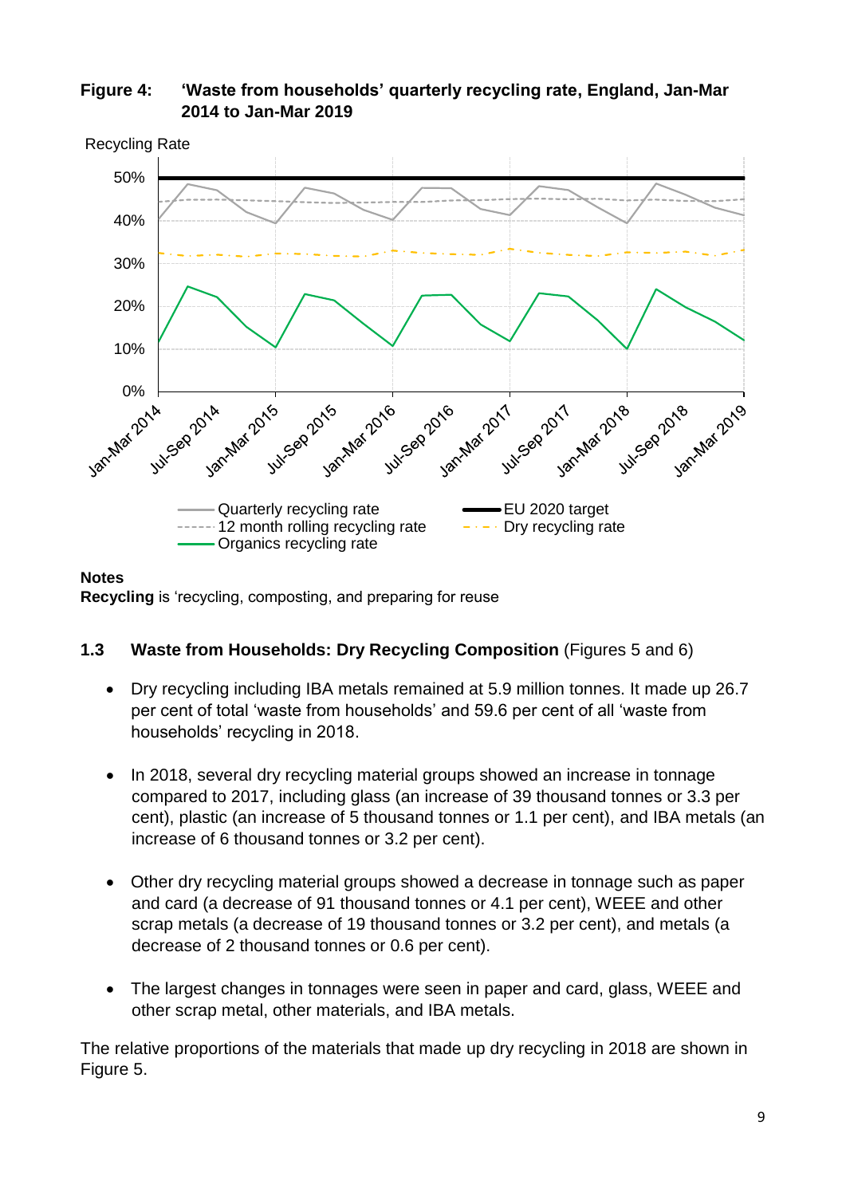**Figure 4: 'Waste from households' quarterly recycling rate, England, Jan-Mar 2014 to Jan-Mar 2019**

**Notes**

**Recycling** is 'recycling, composting, and preparing for reuse

### 1.3 Waste from Households: Dry Recycling Composition (Figures 5 and 6)

- Dry recycling including IBA metals remained at 5.9 million tonnes. It made up 26.7 per cent of total 'waste from households' and 59.6 per cent of all 'waste from households' recycling in 2018.
- In 2018, several dry recycling material groups showed an increase in tonnage compared to 2017, including glass (an increase of 39 thousand tonnes or 3.3 per cent), plastic (an increase of 5 thousand tonnes or 1.1 per cent), and IBA metals (an increase of 6 thousand tonnes or 3.2 per cent).
- Other dry recycling material groups showed a decrease in tonnage such as paper and card (a decrease of 91 thousand tonnes or 4.1 per cent), WEEE and other scrap metals (a decrease of 19 thousand tonnes or 3.2 per cent), and metals (a decrease of 2 thousand tonnes or 0.6 per cent).
- The largest changes in tonnages were seen in paper and card, glass, WEEE and other scrap metal, other materials, and IBA metals.

The relative proportions of the materials that made up dry recycling in 2018 are shown in Figure 5.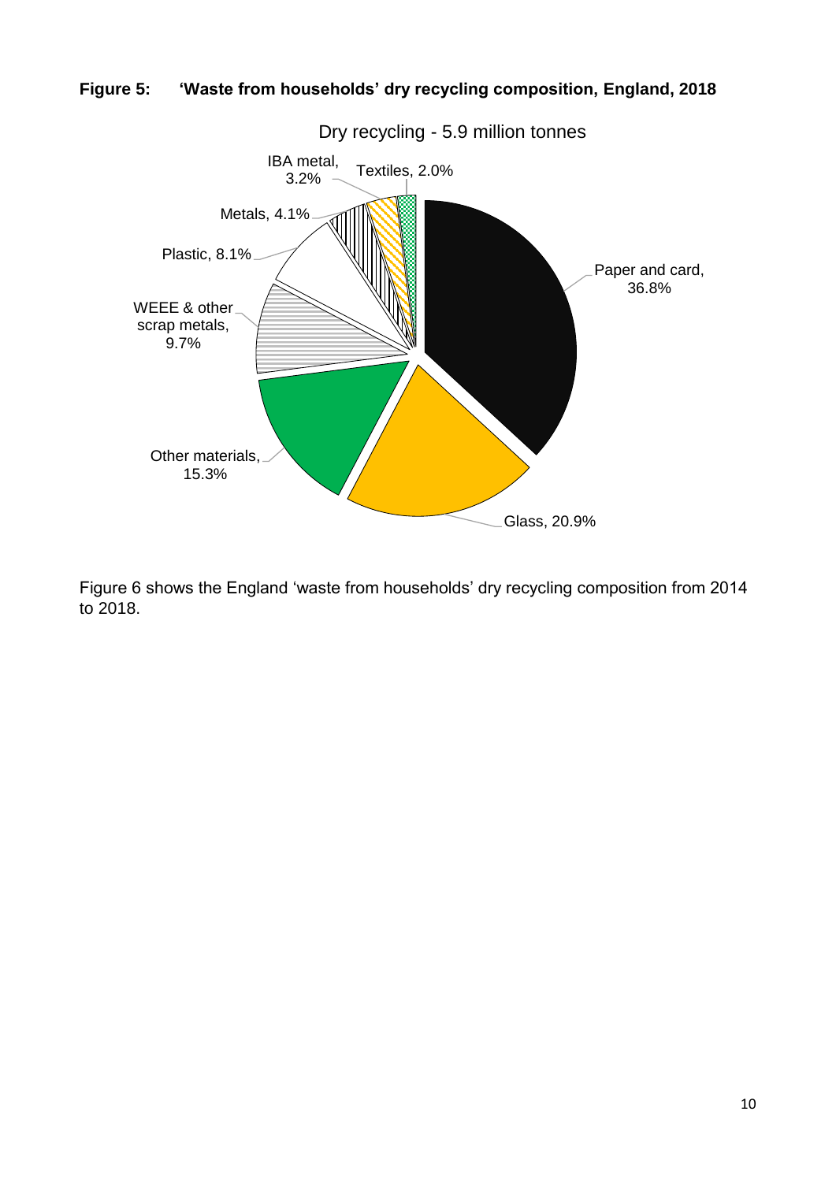**Figure 5: 'Waste from households' dry recycling composition, England, 2018**

Dry recycling - 5.9 million tonnes

Paper and card, 36.8%
Glass, 20.9%
Other materials, 15.3%
WEEE & other scrap metals, 9.7%
Plastic, 8.1%
Metals, 4.1%
IBA metal, 3.2%
Textiles, 2.0%

Figure 6 shows the England 'waste from households' dry recycling composition from 2014 to 2018.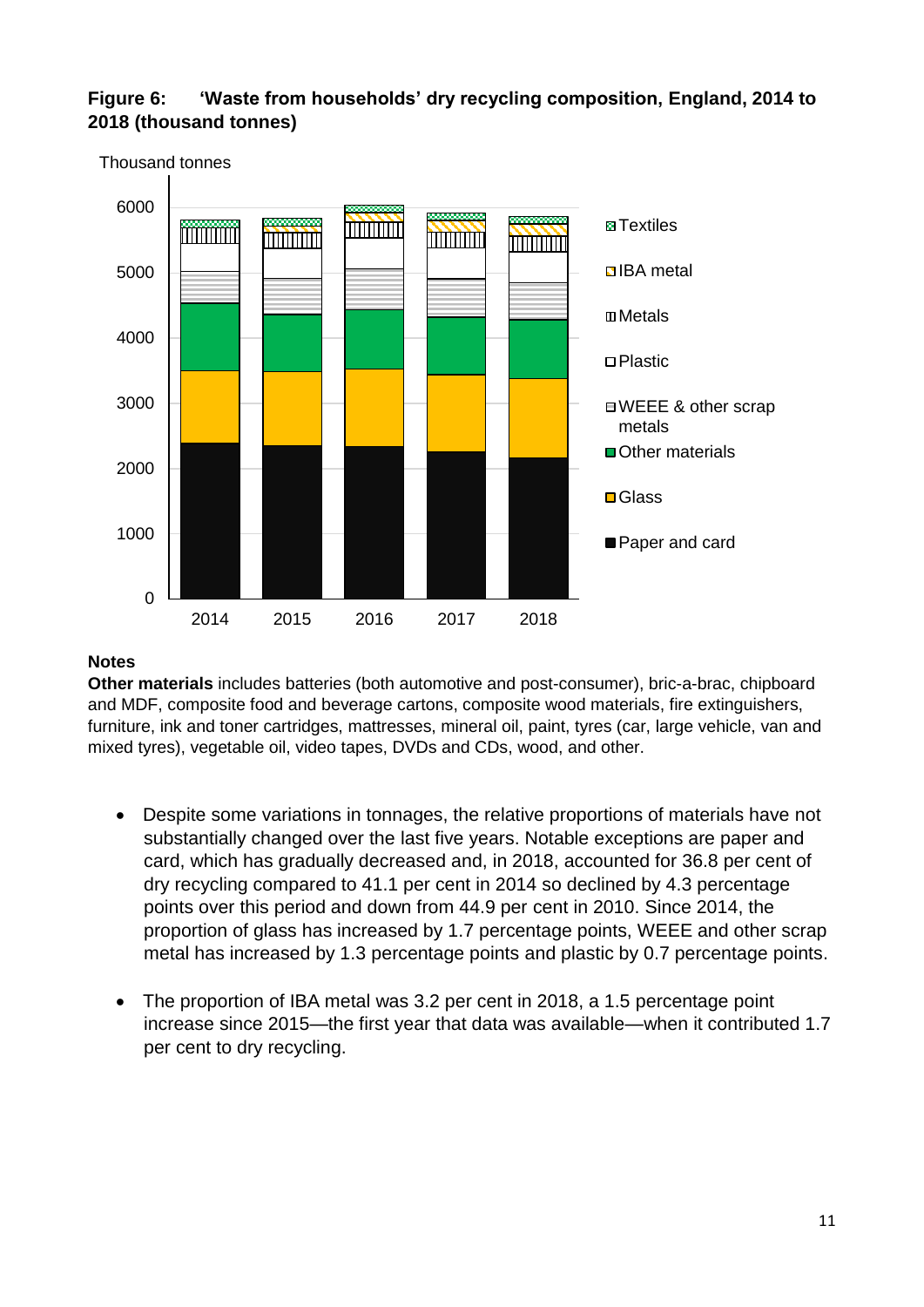**Figure 6: 'Waste from households' dry recycling composition, England, 2014 to 2018 (thousand tonnes)**

**Notes**

**Other materials** includes batteries (both automotive and post-consumer), bric-a-brac, chipboard and MDF, composite food and beverage cartons, composite wood materials, fire extinguishers, furniture, ink and toner cartridges, mattresses, mineral oil, paint, tyres (car, large vehicle, van and mixed tyres), vegetable oil, video tapes, DVDs and CDs, wood, and other.

- Despite some variations in tonnages, the relative proportions of materials have not substantially changed over the last five years. Notable exceptions are paper and card, which has gradually decreased and, in 2018, accounted for 36.8 per cent of dry recycling compared to 41.1 per cent in 2014 so declined by 4.3 percentage points over this period and down from 44.9 per cent in 2010. Since 2014, the proportion of glass has increased by 1.7 percentage points, WEEE and other scrap metal has increased by 1.3 percentage points and plastic by 0.7 percentage points.

- The proportion of IBA metal was 3.2 per cent in 2018, a 1.5 percentage point increase since 2015—the first year that data was available—when it contributed 1.7 per cent to dry recycling.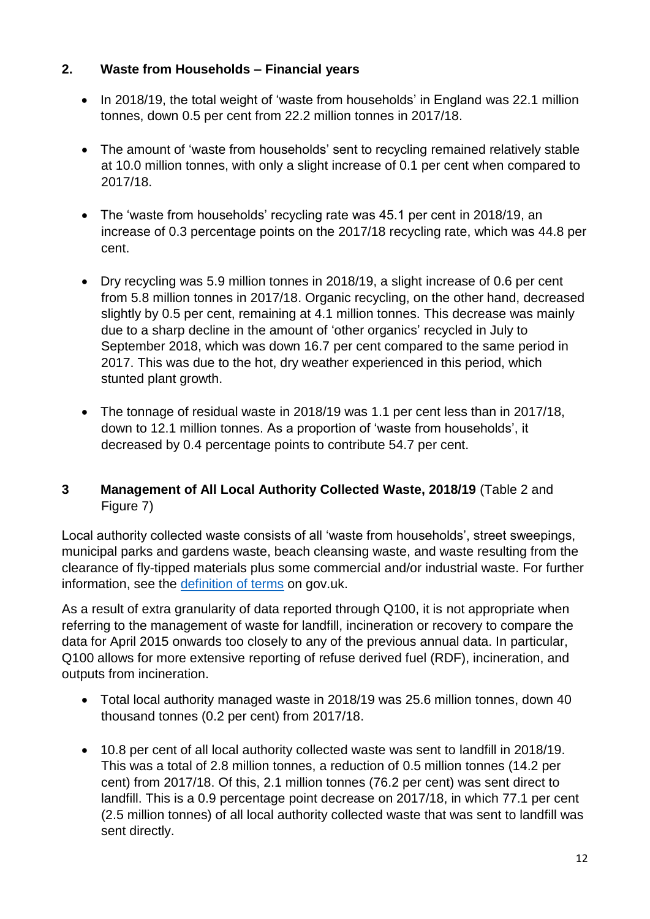## 2. Waste from Households – Financial years

- In 2018/19, the total weight of 'waste from households' in England was 22.1 million tonnes, down 0.5 per cent from 22.2 million tonnes in 2017/18.

- The amount of 'waste from households' sent to recycling remained relatively stable at 10.0 million tonnes, with only a slight increase of 0.1 per cent when compared to 2017/18.

- The 'waste from households' recycling rate was 45.1 per cent in 2018/19, an increase of 0.3 percentage points on the 2017/18 recycling rate, which was 44.8 per cent.

- Dry recycling was 5.9 million tonnes in 2018/19, a slight increase of 0.6 per cent from 5.8 million tonnes in 2017/18. Organic recycling, on the other hand, decreased slightly by 0.5 per cent, remaining at 4.1 million tonnes. This decrease was mainly due to a sharp decline in the amount of 'other organics' recycled in July to September 2018, which was down 16.7 per cent compared to the same period in 2017. This was due to the hot, dry weather experienced in this period, which stunted plant growth.

- The tonnage of residual waste in 2018/19 was 1.1 per cent less than in 2017/18, down to 12.1 million tonnes. As a proportion of 'waste from households', it decreased by 0.4 percentage points to contribute 54.7 per cent.

## 3 Management of All Local Authority Collected Waste, 2018/19 (Table 2 and Figure 7)

Local authority collected waste consists of all 'waste from households', street sweepings, municipal parks and gardens waste, beach cleansing waste, and waste resulting from the clearance of fly-tipped materials plus some commercial and/or industrial waste. For further information, see the [definition of terms](definition of terms) on gov.uk.

As a result of extra granularity of data reported through Q100, it is not appropriate when referring to the management of waste for landfill, incineration or recovery to compare the data for April 2015 onwards too closely to any of the previous annual data. In particular, Q100 allows for more extensive reporting of refuse derived fuel (RDF), incineration, and outputs from incineration.

- Total local authority managed waste in 2018/19 was 25.6 million tonnes, down 40 thousand tonnes (0.2 per cent) from 2017/18.

- 10.8 per cent of all local authority collected waste was sent to landfill in 2018/19. This was a total of 2.8 million tonnes, a reduction of 0.5 million tonnes (14.2 per cent) from 2017/18. Of this, 2.1 million tonnes (76.2 per cent) was sent direct to landfill. This is a 0.9 percentage point decrease on 2017/18, in which 77.1 per cent (2.5 million tonnes) of all local authority collected waste that was sent to landfill was sent directly.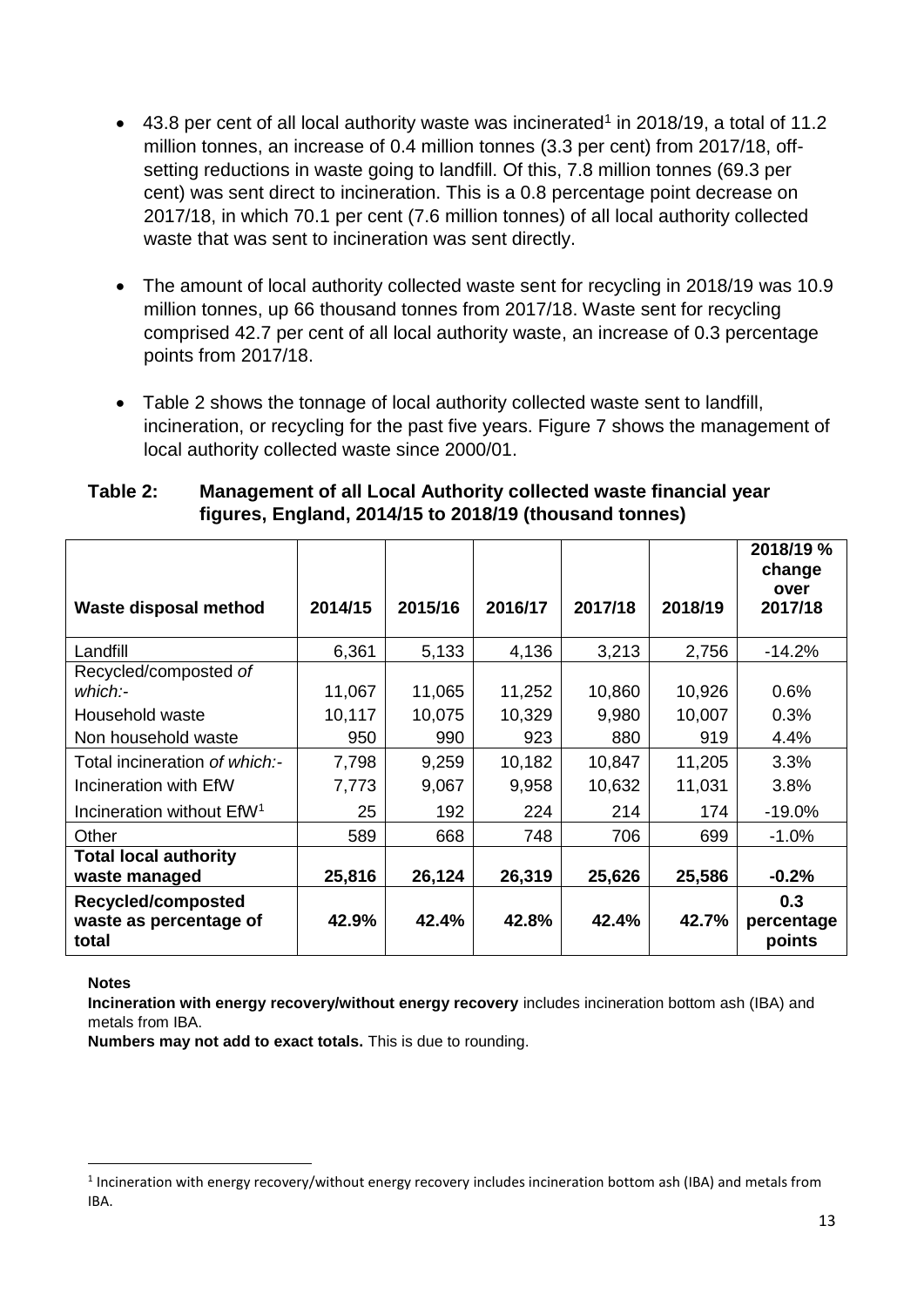- 43.8 per cent of all local authority waste was incinerated[1] in 2018/19, a total of 11.2 million tonnes, an increase of 0.4 million tonnes (3.3 per cent) from 2017/18, off-setting reductions in waste going to landfill. Of this, 7.8 million tonnes (69.3 per cent) was sent direct to incineration. This is a 0.8 percentage point decrease on 2017/18, in which 70.1 per cent (7.6 million tonnes) of all local authority collected waste that was sent to incineration was sent directly.

- The amount of local authority collected waste sent for recycling in 2018/19 was 10.9 million tonnes, up 66 thousand tonnes from 2017/18. Waste sent for recycling comprised 42.7 per cent of all local authority waste, an increase of 0.3 percentage points from 2017/18.

- Table 2 shows the tonnage of local authority collected waste sent to landfill, incineration, or recycling for the past five years. Figure 7 shows the management of local authority collected waste since 2000/01.

**Table 2: Management of all Local Authority collected waste financial year figures, England, 2014/15 to 2018/19 (thousand tonnes)**

| Waste disposal method | 2014/15 | 2015/16 | 2016/17 | 2017/18 | 2018/19 | 2018/19 % change over 2017/18 |
|---|---|---|---|---|---|---|
| Landfill | 6,361 | 5,133 | 4,136 | 3,213 | 2,756 | -14.2% |
| Recycled/composted *of which:-* | 11,067 | 11,065 | 11,252 | 10,860 | 10,926 | 0.6% |
| Household waste | 10,117 | 10,075 | 10,329 | 9,980 | 10,007 | 0.3% |
| Non household waste | 950 | 990 | 923 | 880 | 919 | 4.4% |
| Total incineration *of which:-* | 7,798 | 9,259 | 10,182 | 10,847 | 11,205 | 3.3% |
| Incineration with EfW | 7,773 | 9,067 | 9,958 | 10,632 | 11,031 | 3.8% |
| Incineration without EfW[1] | 25 | 192 | 224 | 214 | 174 | -19.0% |
| Other | 589 | 668 | 748 | 706 | 699 | -1.0% |
| **Total local authority waste managed** | **25,816** | **26,124** | **26,319** | **25,626** | **25,586** | **-0.2%** |
| **Recycled/composted waste as percentage of total** | **42.9%** | **42.4%** | **42.8%** | **42.4%** | **42.7%** | **0.3 percentage points** |

**Notes**

**Incineration with energy recovery/without energy recovery** includes incineration bottom ash (IBA) and metals from IBA.

**Numbers may not add to exact totals.** This is due to rounding.

[1] Incineration with energy recovery/without energy recovery includes incineration bottom ash (IBA) and metals from IBA.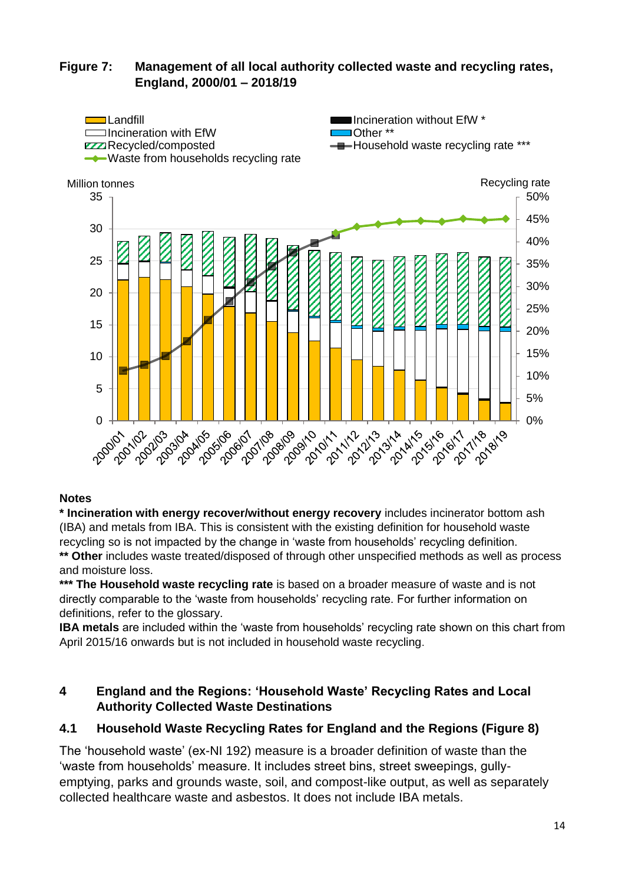**Figure 7: Management of all local authority collected waste and recycling rates, England, 2000/01 – 2018/19**

**Notes**

**\* Incineration with energy recover/without energy recovery** includes incinerator bottom ash (IBA) and metals from IBA. This is consistent with the existing definition for household waste recycling so is not impacted by the change in 'waste from households' recycling definition.

**\*\* Other** includes waste treated/disposed of through other unspecified methods as well as process and moisture loss.

**\*\*\* The Household waste recycling rate** is based on a broader measure of waste and is not directly comparable to the 'waste from households' recycling rate. For further information on definitions, refer to the glossary.

**IBA metals** are included within the 'waste from households' recycling rate shown on this chart from April 2015/16 onwards but is not included in household waste recycling.

## 4 England and the Regions: 'Household Waste' Recycling Rates and Local Authority Collected Waste Destinations

### 4.1 Household Waste Recycling Rates for England and the Regions (Figure 8)

The 'household waste' (ex-NI 192) measure is a broader definition of waste than the 'waste from households' measure. It includes street bins, street sweepings, gully-emptying, parks and grounds waste, soil, and compost-like output, as well as separately collected healthcare waste and asbestos. It does not include IBA metals.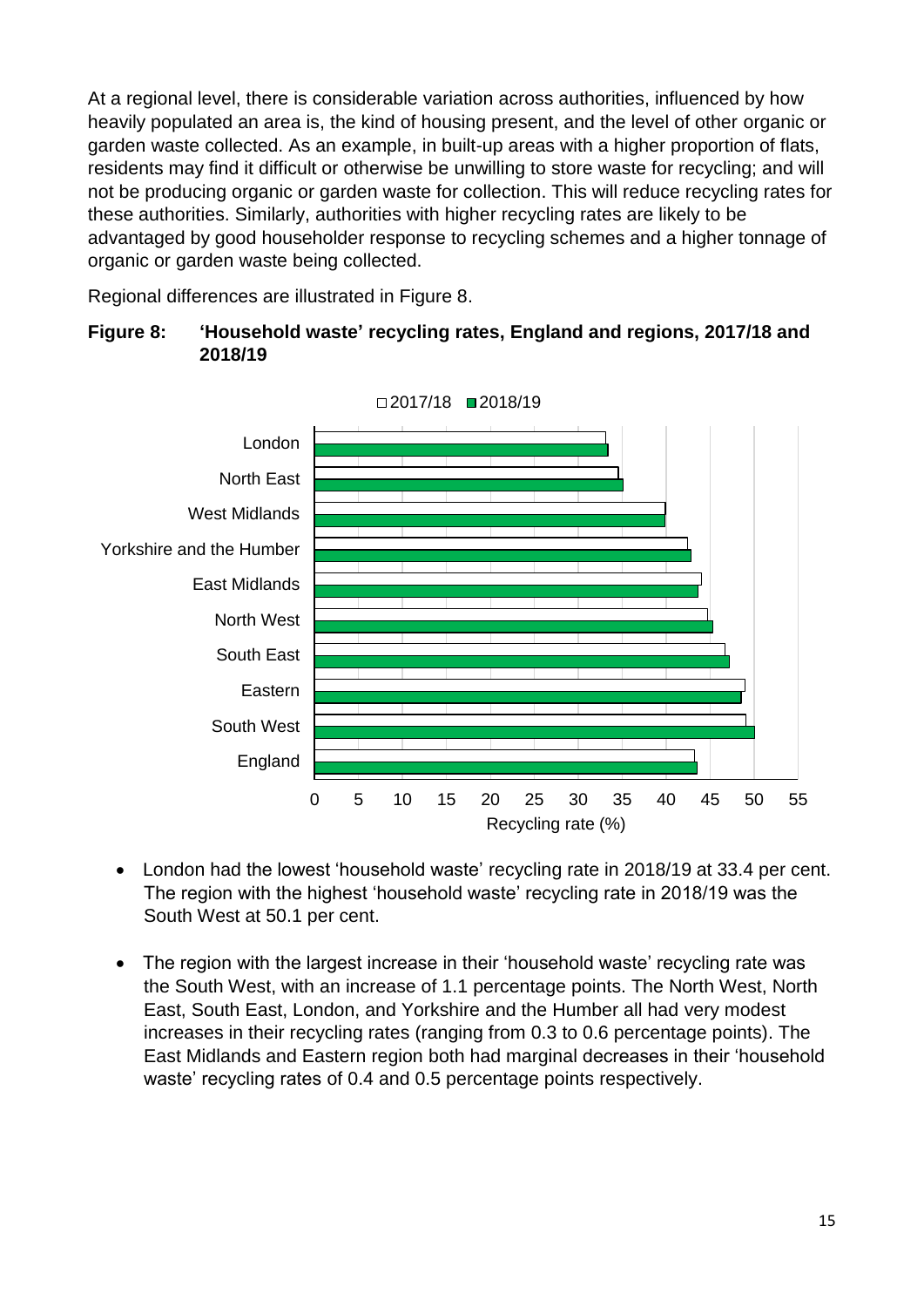At a regional level, there is considerable variation across authorities, influenced by how heavily populated an area is, the kind of housing present, and the level of other organic or garden waste collected. As an example, in built-up areas with a higher proportion of flats, residents may find it difficult or otherwise be unwilling to store waste for recycling; and will not be producing organic or garden waste for collection. This will reduce recycling rates for these authorities. Similarly, authorities with higher recycling rates are likely to be advantaged by good householder response to recycling schemes and a higher tonnage of organic or garden waste being collected.

Regional differences are illustrated in Figure 8.

**Figure 8: 'Household waste' recycling rates, England and regions, 2017/18 and 2018/19**

- London had the lowest 'household waste' recycling rate in 2018/19 at 33.4 per cent. The region with the highest 'household waste' recycling rate in 2018/19 was the South West at 50.1 per cent.

- The region with the largest increase in their 'household waste' recycling rate was the South West, with an increase of 1.1 percentage points. The North West, North East, South East, London, and Yorkshire and the Humber all had very modest increases in their recycling rates (ranging from 0.3 to 0.6 percentage points). The East Midlands and Eastern region both had marginal decreases in their 'household waste' recycling rates of 0.4 and 0.5 percentage points respectively.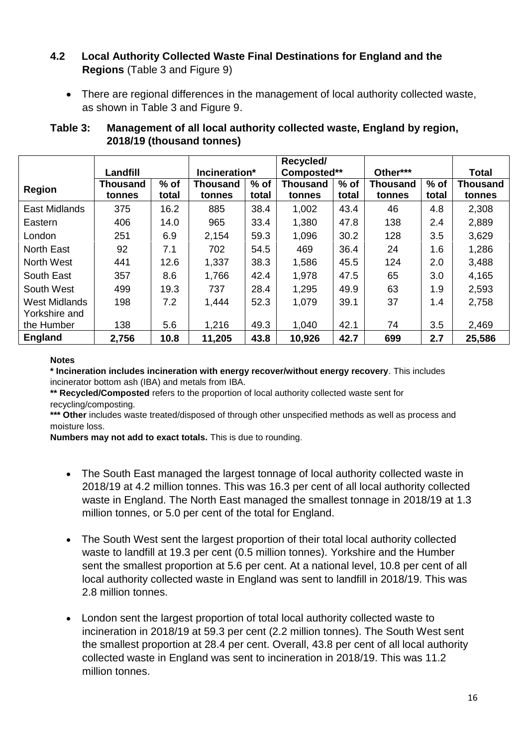## 4.2 Local Authority Collected Waste Final Destinations for England and the Regions (Table 3 and Figure 9)

- There are regional differences in the management of local authority collected waste, as shown in Table 3 and Figure 9.

**Table 3: Management of all local authority collected waste, England by region, 2018/19 (thousand tonnes)**

| | Landfill | | Incineration* | | Recycled/ Composted** | | Other*** | | Total |
|---|---|---|---|---|---|---|---|---|---|
| **Region** | **Thousand tonnes** | **% of total** | **Thousand tonnes** | **% of total** | **Thousand tonnes** | **% of total** | **Thousand tonnes** | **% of total** | **Thousand tonnes** |
| East Midlands | 375 | 16.2 | 885 | 38.4 | 1,002 | 43.4 | 46 | 4.8 | 2,308 |
| Eastern | 406 | 14.0 | 965 | 33.4 | 1,380 | 47.8 | 138 | 2.4 | 2,889 |
| London | 251 | 6.9 | 2,154 | 59.3 | 1,096 | 30.2 | 128 | 3.5 | 3,629 |
| North East | 92 | 7.1 | 702 | 54.5 | 469 | 36.4 | 24 | 1.6 | 1,286 |
| North West | 441 | 12.6 | 1,337 | 38.3 | 1,586 | 45.5 | 124 | 2.0 | 3,488 |
| South East | 357 | 8.6 | 1,766 | 42.4 | 1,978 | 47.5 | 65 | 3.0 | 4,165 |
| South West | 499 | 19.3 | 737 | 28.4 | 1,295 | 49.9 | 63 | 1.9 | 2,593 |
| West Midlands | 198 | 7.2 | 1,444 | 52.3 | 1,079 | 39.1 | 37 | 1.4 | 2,758 |
| Yorkshire and the Humber | 138 | 5.6 | 1,216 | 49.3 | 1,040 | 42.1 | 74 | 3.5 | 2,469 |
| **England** | **2,756** | **10.8** | **11,205** | **43.8** | **10,926** | **42.7** | **699** | **2.7** | **25,586** |

**Notes**

**\* Incineration includes incineration with energy recover/without energy recovery**. This includes incinerator bottom ash (IBA) and metals from IBA.

**\*\* Recycled/Composted** refers to the proportion of local authority collected waste sent for recycling/composting.

**\*\*\* Other** includes waste treated/disposed of through other unspecified methods as well as process and moisture loss.

**Numbers may not add to exact totals.** This is due to rounding.

- The South East managed the largest tonnage of local authority collected waste in 2018/19 at 4.2 million tonnes. This was 16.3 per cent of all local authority collected waste in England. The North East managed the smallest tonnage in 2018/19 at 1.3 million tonnes, or 5.0 per cent of the total for England.

- The South West sent the largest proportion of their total local authority collected waste to landfill at 19.3 per cent (0.5 million tonnes). Yorkshire and the Humber sent the smallest proportion at 5.6 per cent. At a national level, 10.8 per cent of all local authority collected waste in England was sent to landfill in 2018/19. This was 2.8 million tonnes.

- London sent the largest proportion of total local authority collected waste to incineration in 2018/19 at 59.3 per cent (2.2 million tonnes). The South West sent the smallest proportion at 28.4 per cent. Overall, 43.8 per cent of all local authority collected waste in England was sent to incineration in 2018/19. This was 11.2 million tonnes.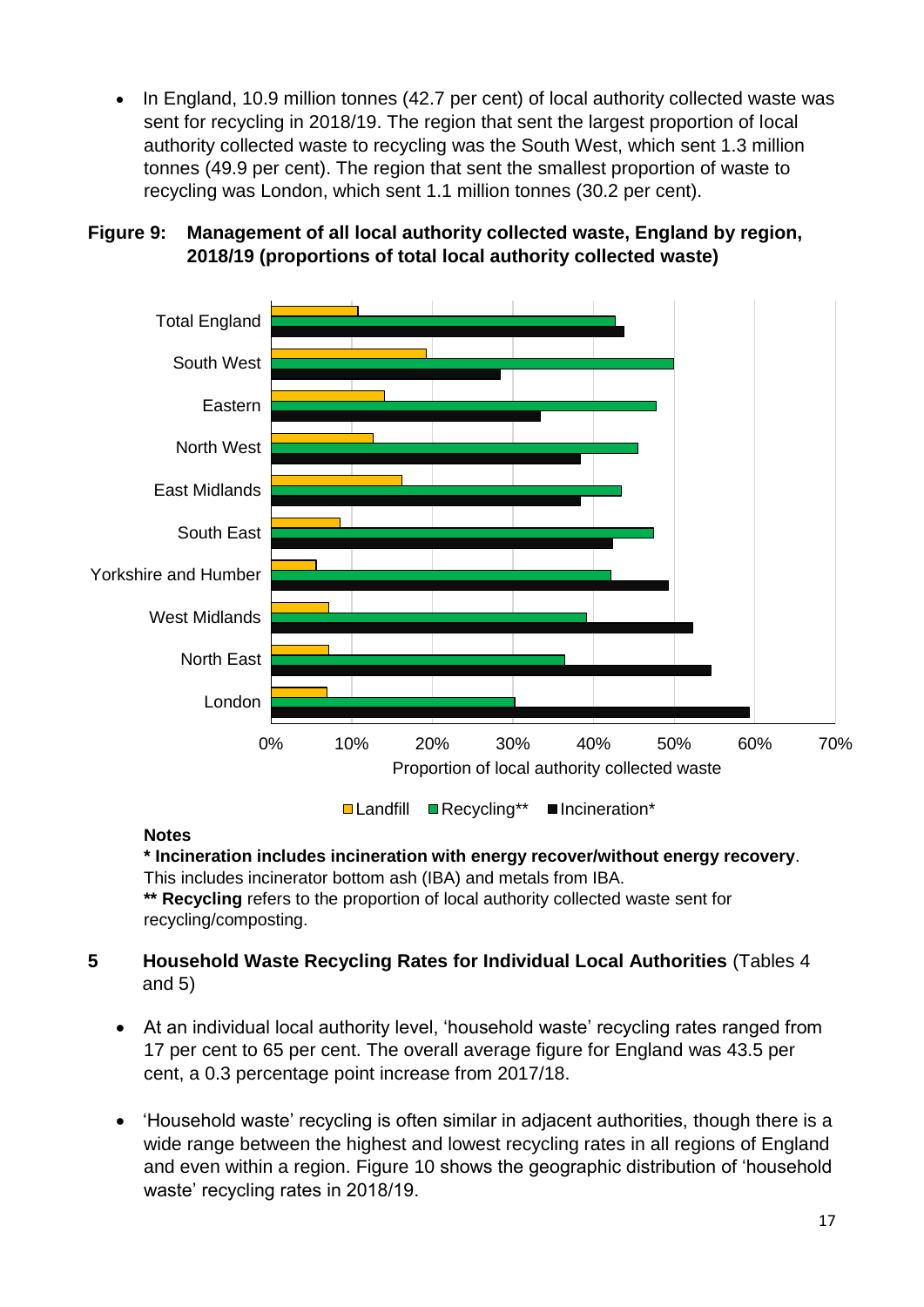- In England, 10.9 million tonnes (42.7 per cent) of local authority collected waste was sent for recycling in 2018/19. The region that sent the largest proportion of local authority collected waste to recycling was the South West, which sent 1.3 million tonnes (49.9 per cent). The region that sent the smallest proportion of waste to recycling was London, which sent 1.1 million tonnes (30.2 per cent).

**Figure 9: Management of all local authority collected waste, England by region, 2018/19 (proportions of total local authority collected waste)**

**Notes**

**\* Incineration includes incineration with energy recover/without energy recovery**. This includes incinerator bottom ash (IBA) and metals from IBA.

**\*\* Recycling** refers to the proportion of local authority collected waste sent for recycling/composting.

## 5 Household Waste Recycling Rates for Individual Local Authorities (Tables 4 and 5)

- At an individual local authority level, 'household waste' recycling rates ranged from 17 per cent to 65 per cent. The overall average figure for England was 43.5 per cent, a 0.3 percentage point increase from 2017/18.

- 'Household waste' recycling is often similar in adjacent authorities, though there is a wide range between the highest and lowest recycling rates in all regions of England and even within a region. Figure 10 shows the geographic distribution of 'household waste' recycling rates in 2018/19.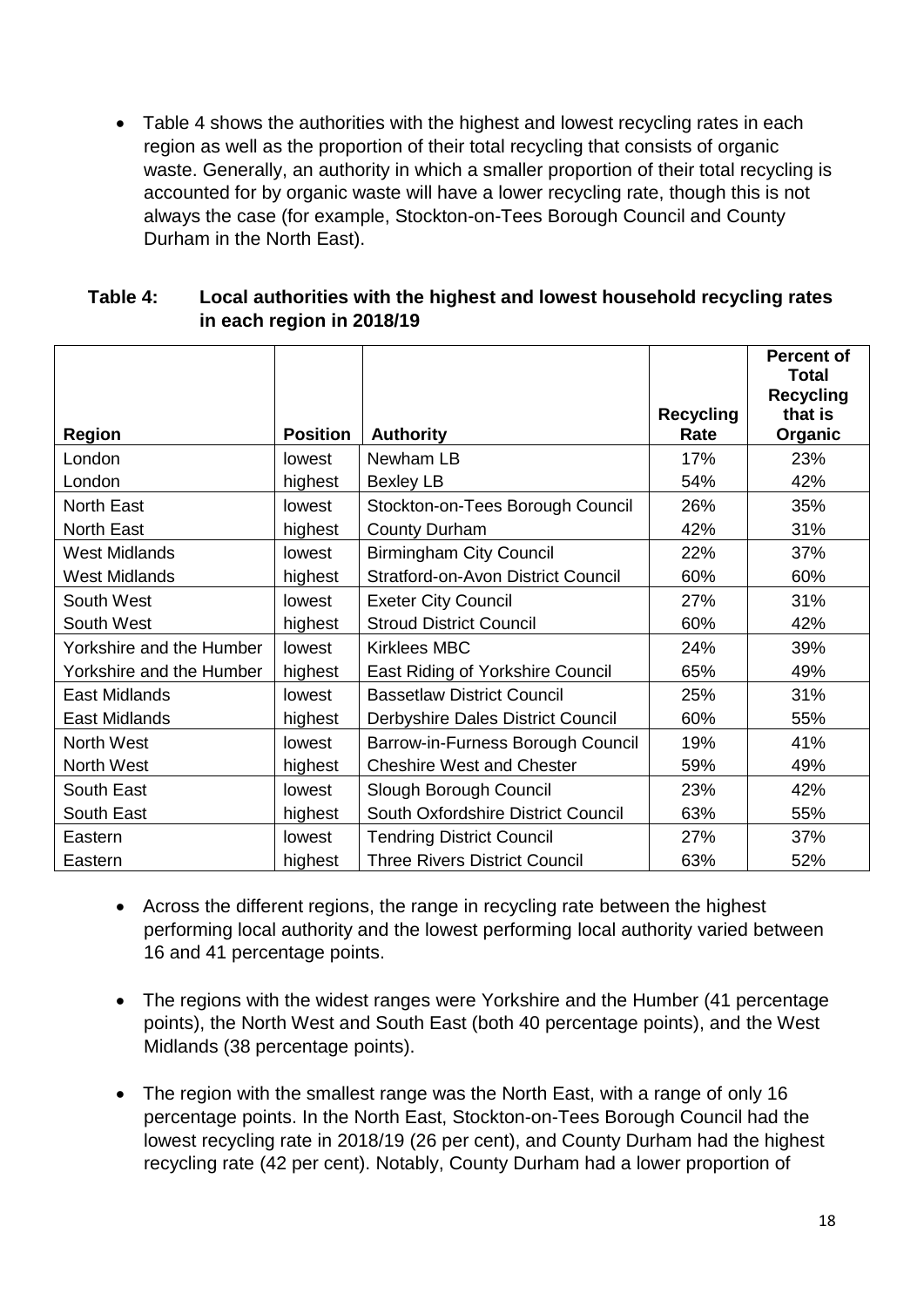- Table 4 shows the authorities with the highest and lowest recycling rates in each region as well as the proportion of their total recycling that consists of organic waste. Generally, an authority in which a smaller proportion of their total recycling is accounted for by organic waste will have a lower recycling rate, though this is not always the case (for example, Stockton-on-Tees Borough Council and County Durham in the North East).

**Table 4: Local authorities with the highest and lowest household recycling rates in each region in 2018/19**

| Region | Position | Authority | Recycling Rate | Percent of Total Recycling that is Organic |
|---|---|---|---|---|
| London | lowest | Newham LB | 17% | 23% |
| London | highest | Bexley LB | 54% | 42% |
| North East | lowest | Stockton-on-Tees Borough Council | 26% | 35% |
| North East | highest | County Durham | 42% | 31% |
| West Midlands | lowest | Birmingham City Council | 22% | 37% |
| West Midlands | highest | Stratford-on-Avon District Council | 60% | 60% |
| South West | lowest | Exeter City Council | 27% | 31% |
| South West | highest | Stroud District Council | 60% | 42% |
| Yorkshire and the Humber | lowest | Kirklees MBC | 24% | 39% |
| Yorkshire and the Humber | highest | East Riding of Yorkshire Council | 65% | 49% |
| East Midlands | lowest | Bassetlaw District Council | 25% | 31% |
| East Midlands | highest | Derbyshire Dales District Council | 60% | 55% |
| North West | lowest | Barrow-in-Furness Borough Council | 19% | 41% |
| North West | highest | Cheshire West and Chester | 59% | 49% |
| South East | lowest | Slough Borough Council | 23% | 42% |
| South East | highest | South Oxfordshire District Council | 63% | 55% |
| Eastern | lowest | Tendring District Council | 27% | 37% |
| Eastern | highest | Three Rivers District Council | 63% | 52% |

- Across the different regions, the range in recycling rate between the highest performing local authority and the lowest performing local authority varied between 16 and 41 percentage points.

- The regions with the widest ranges were Yorkshire and the Humber (41 percentage points), the North West and South East (both 40 percentage points), and the West Midlands (38 percentage points).

- The region with the smallest range was the North East, with a range of only 16 percentage points. In the North East, Stockton-on-Tees Borough Council had the lowest recycling rate in 2018/19 (26 per cent), and County Durham had the highest recycling rate (42 per cent). Notably, County Durham had a lower proportion of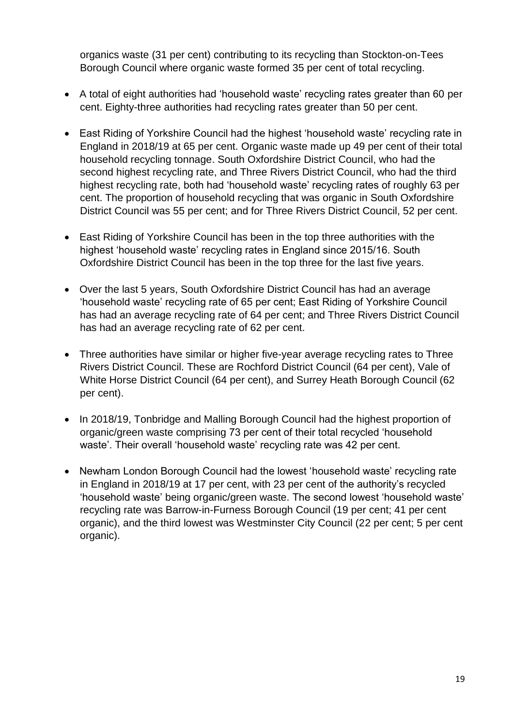organics waste (31 per cent) contributing to its recycling than Stockton-on-Tees Borough Council where organic waste formed 35 per cent of total recycling.

- A total of eight authorities had 'household waste' recycling rates greater than 60 per cent. Eighty-three authorities had recycling rates greater than 50 per cent.
- East Riding of Yorkshire Council had the highest 'household waste' recycling rate in England in 2018/19 at 65 per cent. Organic waste made up 49 per cent of their total household recycling tonnage. South Oxfordshire District Council, who had the second highest recycling rate, and Three Rivers District Council, who had the third highest recycling rate, both had 'household waste' recycling rates of roughly 63 per cent. The proportion of household recycling that was organic in South Oxfordshire District Council was 55 per cent; and for Three Rivers District Council, 52 per cent.
- East Riding of Yorkshire Council has been in the top three authorities with the highest 'household waste' recycling rates in England since 2015/16. South Oxfordshire District Council has been in the top three for the last five years.
- Over the last 5 years, South Oxfordshire District Council has had an average 'household waste' recycling rate of 65 per cent; East Riding of Yorkshire Council has had an average recycling rate of 64 per cent; and Three Rivers District Council has had an average recycling rate of 62 per cent.
- Three authorities have similar or higher five-year average recycling rates to Three Rivers District Council. These are Rochford District Council (64 per cent), Vale of White Horse District Council (64 per cent), and Surrey Heath Borough Council (62 per cent).
- In 2018/19, Tonbridge and Malling Borough Council had the highest proportion of organic/green waste comprising 73 per cent of their total recycled 'household waste'. Their overall 'household waste' recycling rate was 42 per cent.
- Newham London Borough Council had the lowest 'household waste' recycling rate in England in 2018/19 at 17 per cent, with 23 per cent of the authority's recycled 'household waste' being organic/green waste. The second lowest 'household waste' recycling rate was Barrow-in-Furness Borough Council (19 per cent; 41 per cent organic), and the third lowest was Westminster City Council (22 per cent; 5 per cent organic).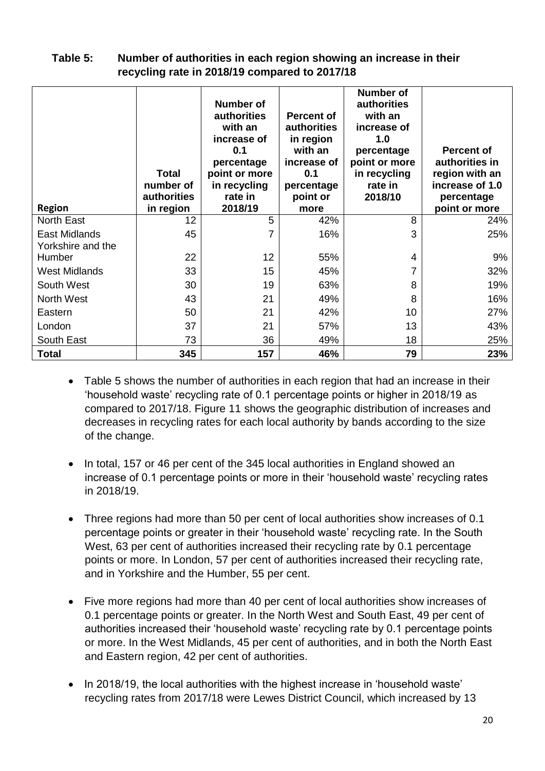**Table 5: Number of authorities in each region showing an increase in their recycling rate in 2018/19 compared to 2017/18**

| Region | Total number of authorities in region | Number of authorities with an increase of 0.1 percentage point or more in recycling rate in 2018/19 | Percent of authorities in region with an increase of 0.1 percentage point or more | Number of authorities with an increase of 1.0 percentage point or more in recycling rate in 2018/10 | Percent of authorities in region with an increase of 1.0 percentage point or more |
|---|---|---|---|---|---|
| North East | 12 | 5 | 42% | 8 | 24% |
| East Midlands | 45 | 7 | 16% | 3 | 25% |
| Yorkshire and the Humber | 22 | 12 | 55% | 4 | 9% |
| West Midlands | 33 | 15 | 45% | 7 | 32% |
| South West | 30 | 19 | 63% | 8 | 19% |
| North West | 43 | 21 | 49% | 8 | 16% |
| Eastern | 50 | 21 | 42% | 10 | 27% |
| London | 37 | 21 | 57% | 13 | 43% |
| South East | 73 | 36 | 49% | 18 | 25% |
| **Total** | **345** | **157** | **46%** | **79** | **23%** |

- Table 5 shows the number of authorities in each region that had an increase in their 'household waste' recycling rate of 0.1 percentage points or higher in 2018/19 as compared to 2017/18. Figure 11 shows the geographic distribution of increases and decreases in recycling rates for each local authority by bands according to the size of the change.

- In total, 157 or 46 per cent of the 345 local authorities in England showed an increase of 0.1 percentage points or more in their 'household waste' recycling rates in 2018/19.

- Three regions had more than 50 per cent of local authorities show increases of 0.1 percentage points or greater in their 'household waste' recycling rate. In the South West, 63 per cent of authorities increased their recycling rate by 0.1 percentage points or more. In London, 57 per cent of authorities increased their recycling rate, and in Yorkshire and the Humber, 55 per cent.

- Five more regions had more than 40 per cent of local authorities show increases of 0.1 percentage points or greater. In the North West and South East, 49 per cent of authorities increased their 'household waste' recycling rate by 0.1 percentage points or more. In the West Midlands, 45 per cent of authorities, and in both the North East and Eastern region, 42 per cent of authorities.

- In 2018/19, the local authorities with the highest increase in 'household waste' recycling rates from 2017/18 were Lewes District Council, which increased by 13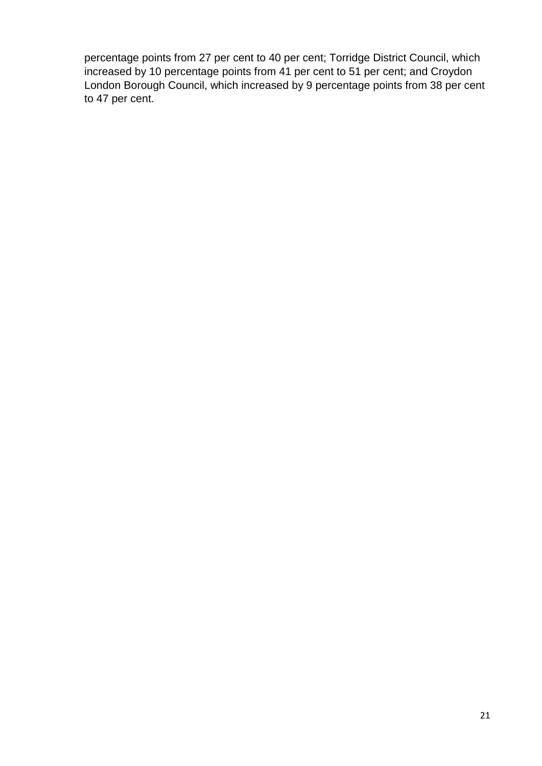percentage points from 27 per cent to 40 per cent; Torridge District Council, which increased by 10 percentage points from 41 per cent to 51 per cent; and Croydon London Borough Council, which increased by 9 percentage points from 38 per cent to 47 per cent.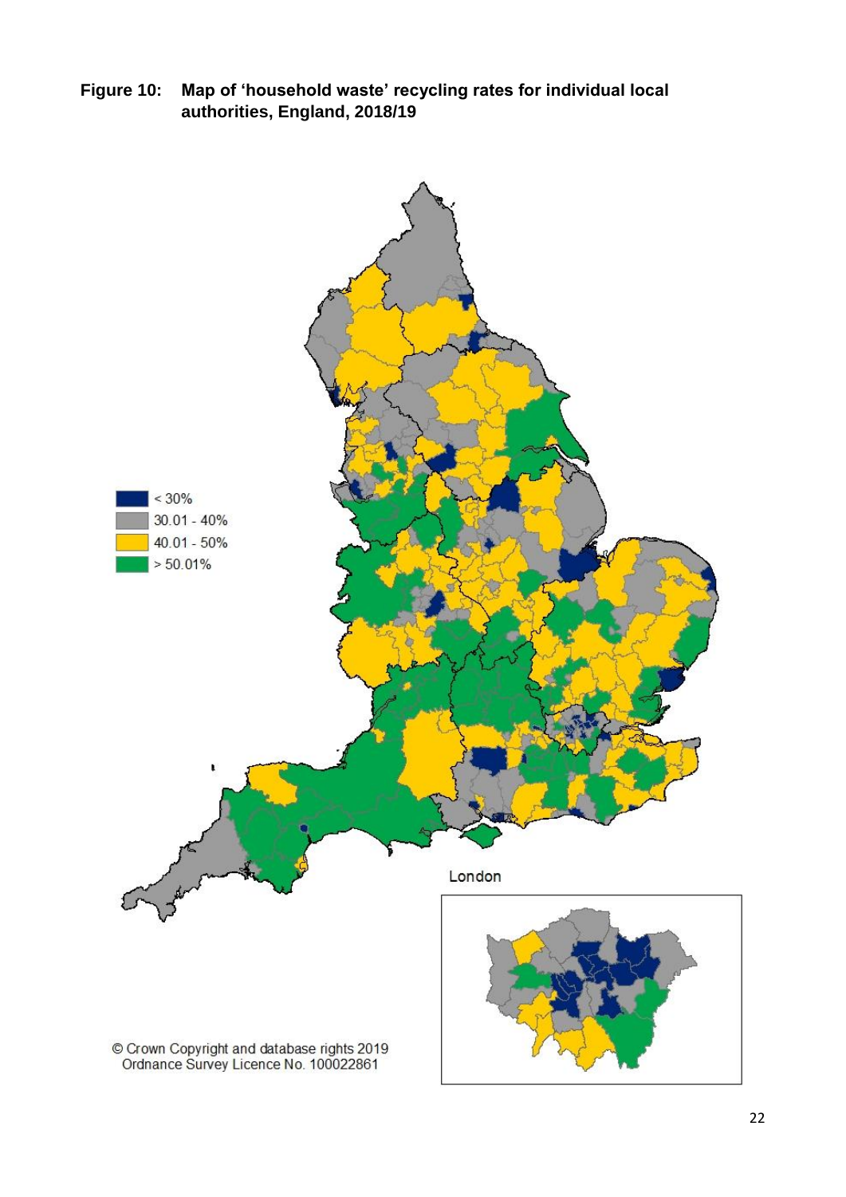**Figure 10: Map of 'household waste' recycling rates for individual local authorities, England, 2018/19**

< 30%
30.01 - 40%
40.01 - 50%
> 50.01%

London

© Crown Copyright and database rights 2019
Ordnance Survey Licence No. 100022861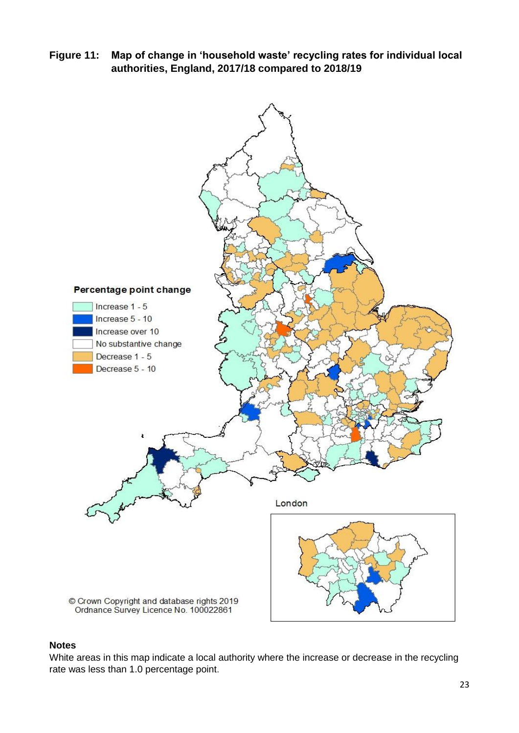**Figure 11: Map of change in 'household waste' recycling rates for individual local authorities, England, 2017/18 compared to 2018/19**

Percentage point change

- Increase 1 - 5
- Increase 5 - 10
- Increase over 10
- No substantive change
- Decrease 1 - 5
- Decrease 5 - 10

London

© Crown Copyright and database rights 2019
Ordnance Survey Licence No. 100022861

**Notes**

White areas in this map indicate a local authority where the increase or decrease in the recycling rate was less than 1.0 percentage point.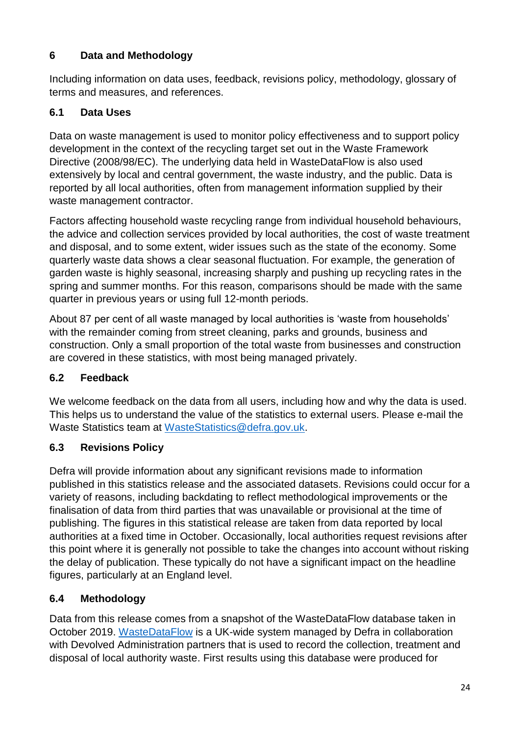## 6 Data and Methodology

Including information on data uses, feedback, revisions policy, methodology, glossary of terms and measures, and references.

### 6.1 Data Uses

Data on waste management is used to monitor policy effectiveness and to support policy development in the context of the recycling target set out in the Waste Framework Directive (2008/98/EC). The underlying data held in WasteDataFlow is also used extensively by local and central government, the waste industry, and the public. Data is reported by all local authorities, often from management information supplied by their waste management contractor.

Factors affecting household waste recycling range from individual household behaviours, the advice and collection services provided by local authorities, the cost of waste treatment and disposal, and to some extent, wider issues such as the state of the economy. Some quarterly waste data shows a clear seasonal fluctuation. For example, the generation of garden waste is highly seasonal, increasing sharply and pushing up recycling rates in the spring and summer months. For this reason, comparisons should be made with the same quarter in previous years or using full 12-month periods.

About 87 per cent of all waste managed by local authorities is 'waste from households' with the remainder coming from street cleaning, parks and grounds, business and construction. Only a small proportion of the total waste from businesses and construction are covered in these statistics, with most being managed privately.

### 6.2 Feedback

We welcome feedback on the data from all users, including how and why the data is used. This helps us to understand the value of the statistics to external users. Please e-mail the Waste Statistics team at [WasteStatistics@defra.gov.uk](mailto:WasteStatistics@defra.gov.uk).

### 6.3 Revisions Policy

Defra will provide information about any significant revisions made to information published in this statistics release and the associated datasets. Revisions could occur for a variety of reasons, including backdating to reflect methodological improvements or the finalisation of data from third parties that was unavailable or provisional at the time of publishing. The figures in this statistical release are taken from data reported by local authorities at a fixed time in October. Occasionally, local authorities request revisions after this point where it is generally not possible to take the changes into account without risking the delay of publication. These typically do not have a significant impact on the headline figures, particularly at an England level.

### 6.4 Methodology

Data from this release comes from a snapshot of the WasteDataFlow database taken in October 2019. [WasteDataFlow](WasteDataFlow) is a UK-wide system managed by Defra in collaboration with Devolved Administration partners that is used to record the collection, treatment and disposal of local authority waste. First results using this database were produced for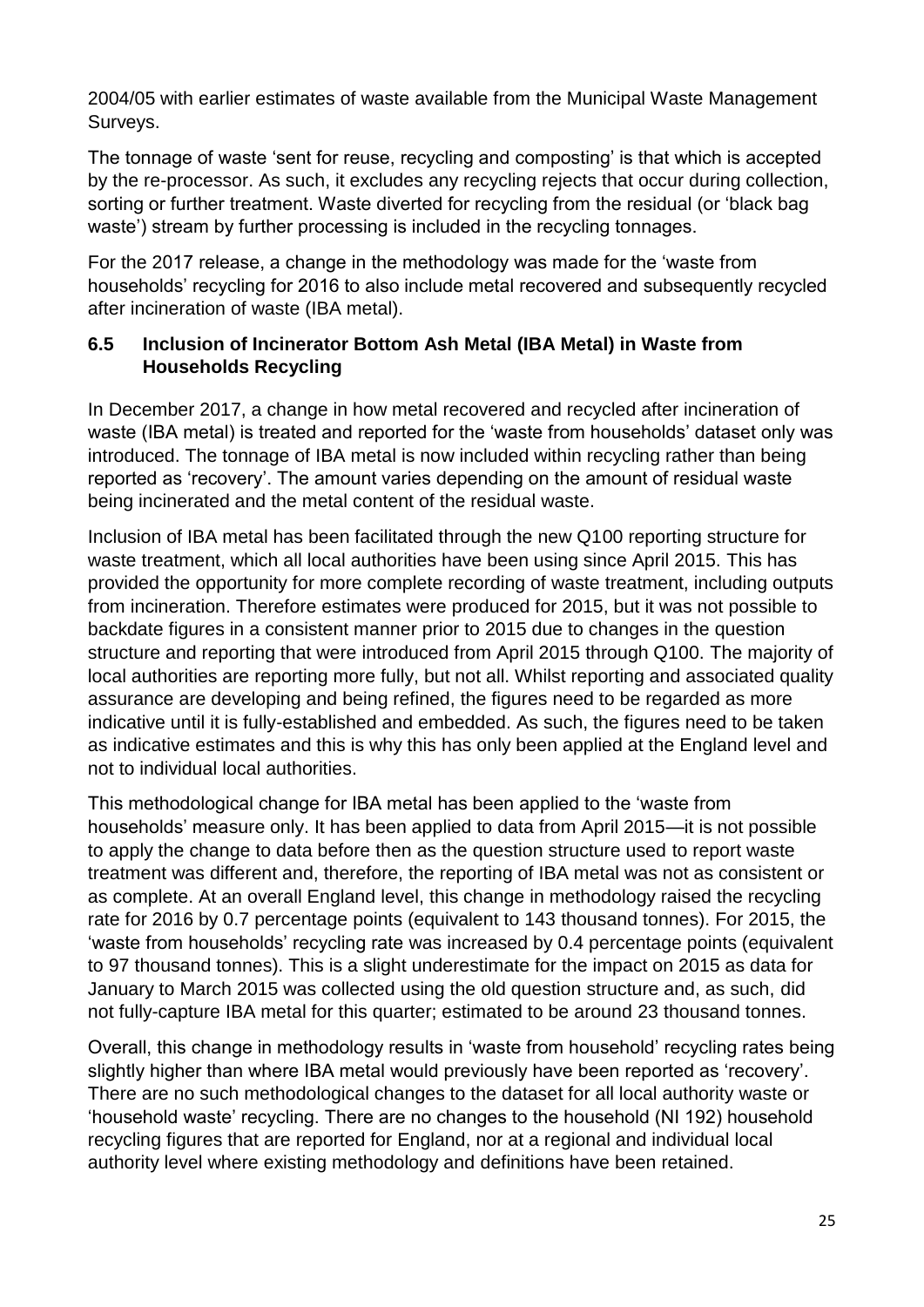2004/05 with earlier estimates of waste available from the Municipal Waste Management Surveys.

The tonnage of waste 'sent for reuse, recycling and composting' is that which is accepted by the re-processor. As such, it excludes any recycling rejects that occur during collection, sorting or further treatment. Waste diverted for recycling from the residual (or 'black bag waste') stream by further processing is included in the recycling tonnages.

For the 2017 release, a change in the methodology was made for the 'waste from households' recycling for 2016 to also include metal recovered and subsequently recycled after incineration of waste (IBA metal).

### 6.5 Inclusion of Incinerator Bottom Ash Metal (IBA Metal) in Waste from Households Recycling

In December 2017, a change in how metal recovered and recycled after incineration of waste (IBA metal) is treated and reported for the 'waste from households' dataset only was introduced. The tonnage of IBA metal is now included within recycling rather than being reported as 'recovery'. The amount varies depending on the amount of residual waste being incinerated and the metal content of the residual waste.

Inclusion of IBA metal has been facilitated through the new Q100 reporting structure for waste treatment, which all local authorities have been using since April 2015. This has provided the opportunity for more complete recording of waste treatment, including outputs from incineration. Therefore estimates were produced for 2015, but it was not possible to backdate figures in a consistent manner prior to 2015 due to changes in the question structure and reporting that were introduced from April 2015 through Q100. The majority of local authorities are reporting more fully, but not all. Whilst reporting and associated quality assurance are developing and being refined, the figures need to be regarded as more indicative until it is fully-established and embedded. As such, the figures need to be taken as indicative estimates and this is why this has only been applied at the England level and not to individual local authorities.

This methodological change for IBA metal has been applied to the 'waste from households' measure only. It has been applied to data from April 2015—it is not possible to apply the change to data before then as the question structure used to report waste treatment was different and, therefore, the reporting of IBA metal was not as consistent or as complete. At an overall England level, this change in methodology raised the recycling rate for 2016 by 0.7 percentage points (equivalent to 143 thousand tonnes). For 2015, the 'waste from households' recycling rate was increased by 0.4 percentage points (equivalent to 97 thousand tonnes). This is a slight underestimate for the impact on 2015 as data for January to March 2015 was collected using the old question structure and, as such, did not fully-capture IBA metal for this quarter; estimated to be around 23 thousand tonnes.

Overall, this change in methodology results in 'waste from household' recycling rates being slightly higher than where IBA metal would previously have been reported as 'recovery'. There are no such methodological changes to the dataset for all local authority waste or 'household waste' recycling. There are no changes to the household (NI 192) household recycling figures that are reported for England, nor at a regional and individual local authority level where existing methodology and definitions have been retained.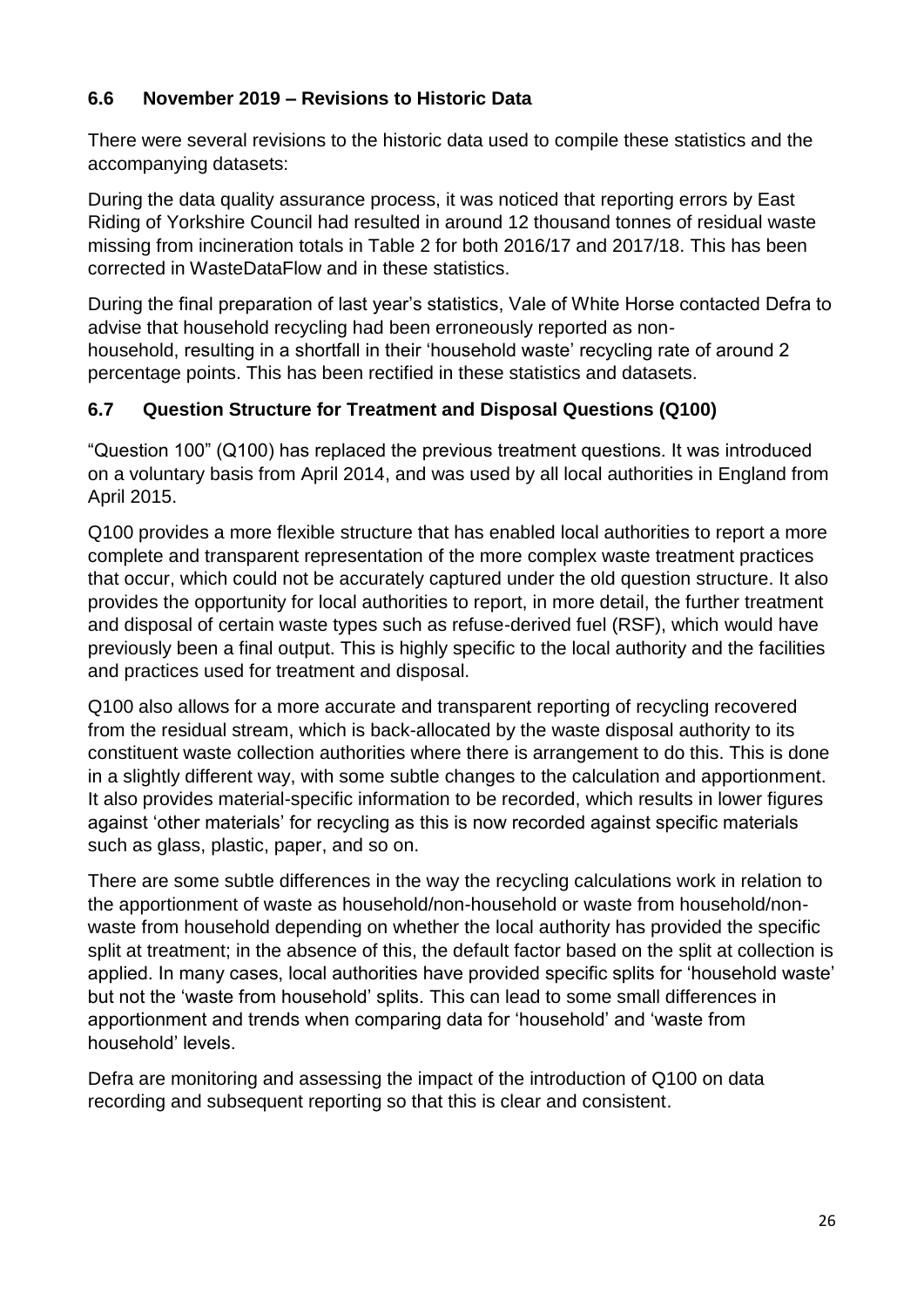### 6.6 November 2019 – Revisions to Historic Data

There were several revisions to the historic data used to compile these statistics and the accompanying datasets:

During the data quality assurance process, it was noticed that reporting errors by East Riding of Yorkshire Council had resulted in around 12 thousand tonnes of residual waste missing from incineration totals in Table 2 for both 2016/17 and 2017/18. This has been corrected in WasteDataFlow and in these statistics.

During the final preparation of last year's statistics, Vale of White Horse contacted Defra to advise that household recycling had been erroneously reported as non-household, resulting in a shortfall in their 'household waste' recycling rate of around 2 percentage points. This has been rectified in these statistics and datasets.

### 6.7 Question Structure for Treatment and Disposal Questions (Q100)

"Question 100" (Q100) has replaced the previous treatment questions. It was introduced on a voluntary basis from April 2014, and was used by all local authorities in England from April 2015.

Q100 provides a more flexible structure that has enabled local authorities to report a more complete and transparent representation of the more complex waste treatment practices that occur, which could not be accurately captured under the old question structure. It also provides the opportunity for local authorities to report, in more detail, the further treatment and disposal of certain waste types such as refuse-derived fuel (RSF), which would have previously been a final output. This is highly specific to the local authority and the facilities and practices used for treatment and disposal.

Q100 also allows for a more accurate and transparent reporting of recycling recovered from the residual stream, which is back-allocated by the waste disposal authority to its constituent waste collection authorities where there is arrangement to do this. This is done in a slightly different way, with some subtle changes to the calculation and apportionment. It also provides material-specific information to be recorded, which results in lower figures against 'other materials' for recycling as this is now recorded against specific materials such as glass, plastic, paper, and so on.

There are some subtle differences in the way the recycling calculations work in relation to the apportionment of waste as household/non-household or waste from household/non-waste from household depending on whether the local authority has provided the specific split at treatment; in the absence of this, the default factor based on the split at collection is applied. In many cases, local authorities have provided specific splits for 'household waste' but not the 'waste from household' splits. This can lead to some small differences in apportionment and trends when comparing data for 'household' and 'waste from household' levels.

Defra are monitoring and assessing the impact of the introduction of Q100 on data recording and subsequent reporting so that this is clear and consistent.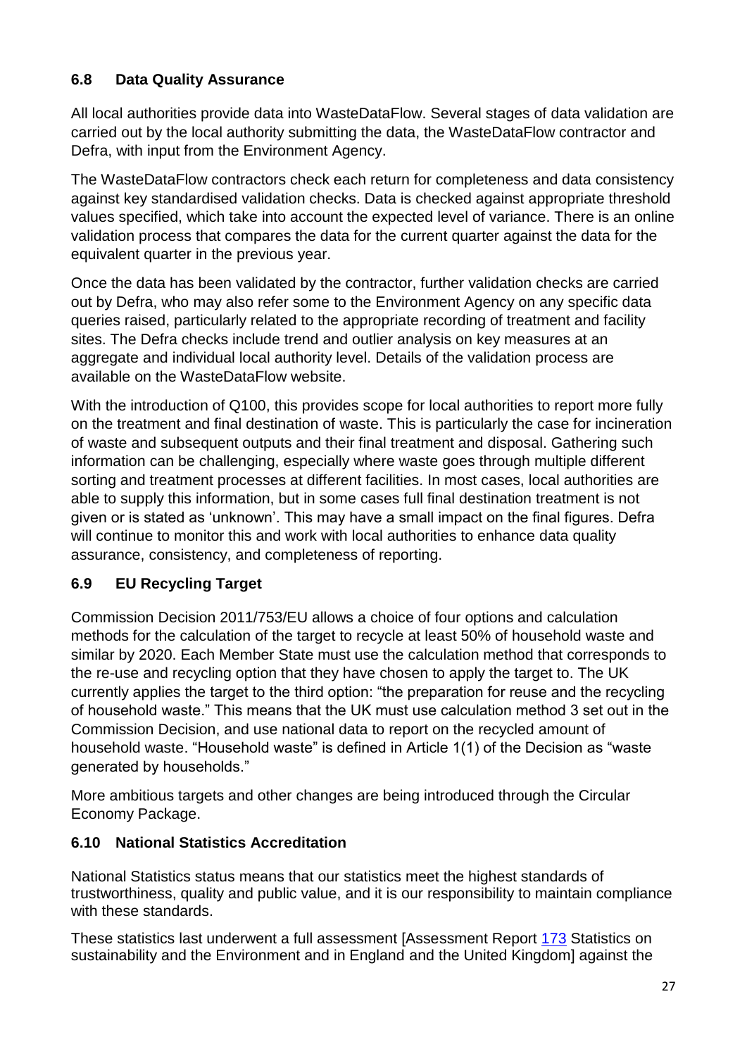## 6.8 Data Quality Assurance

All local authorities provide data into WasteDataFlow. Several stages of data validation are carried out by the local authority submitting the data, the WasteDataFlow contractor and Defra, with input from the Environment Agency.

The WasteDataFlow contractors check each return for completeness and data consistency against key standardised validation checks. Data is checked against appropriate threshold values specified, which take into account the expected level of variance. There is an online validation process that compares the data for the current quarter against the data for the equivalent quarter in the previous year.

Once the data has been validated by the contractor, further validation checks are carried out by Defra, who may also refer some to the Environment Agency on any specific data queries raised, particularly related to the appropriate recording of treatment and facility sites. The Defra checks include trend and outlier analysis on key measures at an aggregate and individual local authority level. Details of the validation process are available on the WasteDataFlow website.

With the introduction of Q100, this provides scope for local authorities to report more fully on the treatment and final destination of waste. This is particularly the case for incineration of waste and subsequent outputs and their final treatment and disposal. Gathering such information can be challenging, especially where waste goes through multiple different sorting and treatment processes at different facilities. In most cases, local authorities are able to supply this information, but in some cases full final destination treatment is not given or is stated as 'unknown'. This may have a small impact on the final figures. Defra will continue to monitor this and work with local authorities to enhance data quality assurance, consistency, and completeness of reporting.

## 6.9 EU Recycling Target

Commission Decision 2011/753/EU allows a choice of four options and calculation methods for the calculation of the target to recycle at least 50% of household waste and similar by 2020. Each Member State must use the calculation method that corresponds to the re-use and recycling option that they have chosen to apply the target to. The UK currently applies the target to the third option: "the preparation for reuse and the recycling of household waste." This means that the UK must use calculation method 3 set out in the Commission Decision, and use national data to report on the recycled amount of household waste. "Household waste" is defined in Article 1(1) of the Decision as "waste generated by households."

More ambitious targets and other changes are being introduced through the Circular Economy Package.

## 6.10 National Statistics Accreditation

National Statistics status means that our statistics meet the highest standards of trustworthiness, quality and public value, and it is our responsibility to maintain compliance with these standards.

These statistics last underwent a full assessment [Assessment Report 173 Statistics on sustainability and the Environment and in England and the United Kingdom] against the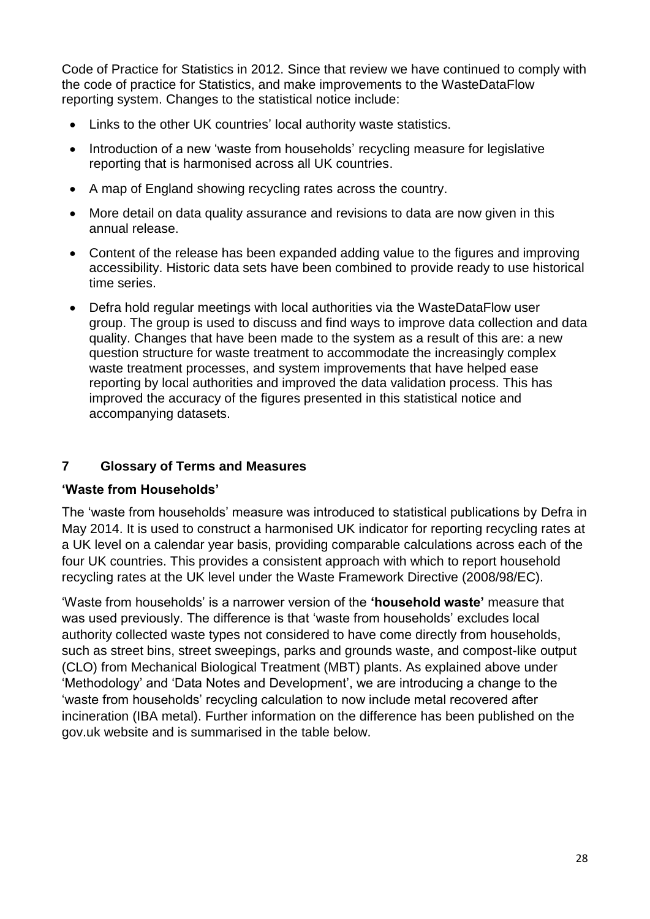Code of Practice for Statistics in 2012. Since that review we have continued to comply with the code of practice for Statistics, and make improvements to the WasteDataFlow reporting system. Changes to the statistical notice include:

- Links to the other UK countries' local authority waste statistics.
- Introduction of a new 'waste from households' recycling measure for legislative reporting that is harmonised across all UK countries.
- A map of England showing recycling rates across the country.
- More detail on data quality assurance and revisions to data are now given in this annual release.
- Content of the release has been expanded adding value to the figures and improving accessibility. Historic data sets have been combined to provide ready to use historical time series.
- Defra hold regular meetings with local authorities via the WasteDataFlow user group. The group is used to discuss and find ways to improve data collection and data quality. Changes that have been made to the system as a result of this are: a new question structure for waste treatment to accommodate the increasingly complex waste treatment processes, and system improvements that have helped ease reporting by local authorities and improved the data validation process. This has improved the accuracy of the figures presented in this statistical notice and accompanying datasets.

## 7 Glossary of Terms and Measures

### 'Waste from Households'

The 'waste from households' measure was introduced to statistical publications by Defra in May 2014. It is used to construct a harmonised UK indicator for reporting recycling rates at a UK level on a calendar year basis, providing comparable calculations across each of the four UK countries. This provides a consistent approach with which to report household recycling rates at the UK level under the Waste Framework Directive (2008/98/EC).

'Waste from households' is a narrower version of the **'household waste'** measure that was used previously. The difference is that 'waste from households' excludes local authority collected waste types not considered to have come directly from households, such as street bins, street sweepings, parks and grounds waste, and compost-like output (CLO) from Mechanical Biological Treatment (MBT) plants. As explained above under 'Methodology' and 'Data Notes and Development', we are introducing a change to the 'waste from households' recycling calculation to now include metal recovered after incineration (IBA metal). Further information on the difference has been published on the gov.uk website and is summarised in the table below.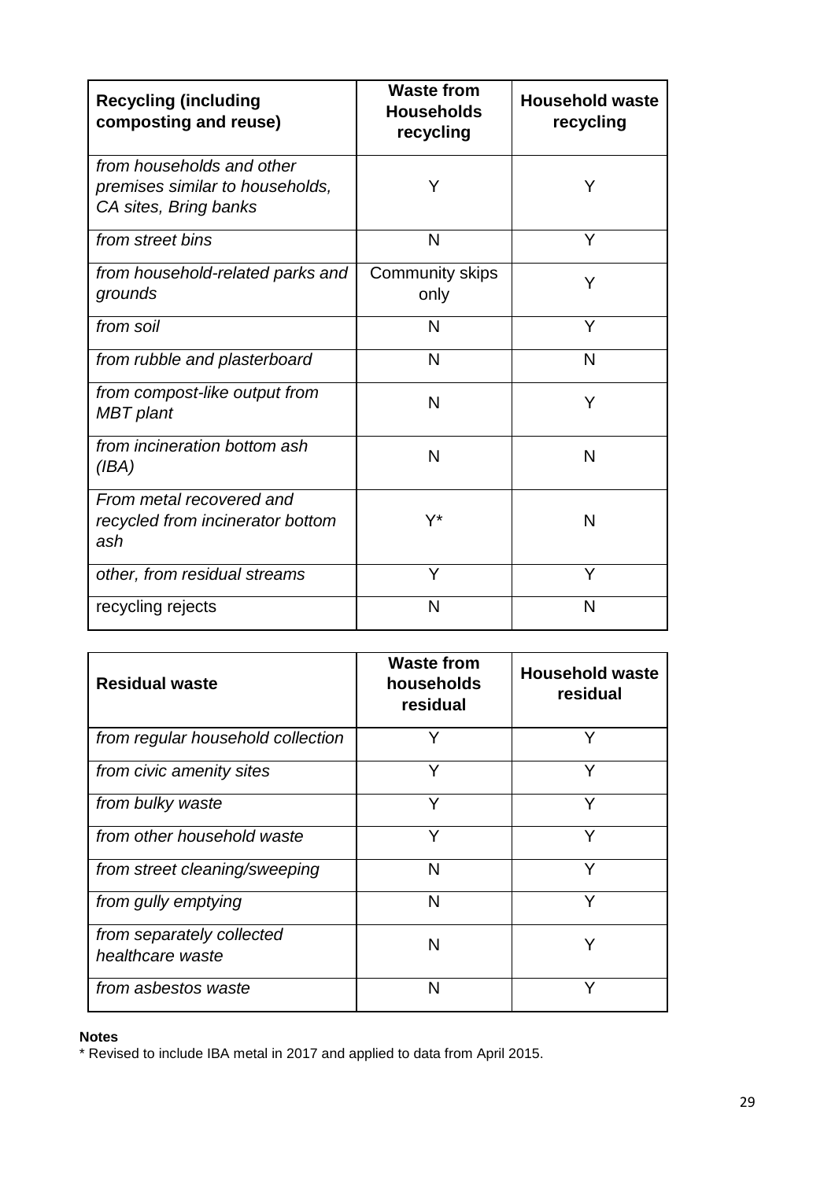| **Recycling (including composting and reuse)** | **Waste from Households recycling** | **Household waste recycling** |
|---|---|---|
| *from households and other premises similar to households, CA sites, Bring banks* | Y | Y |
| *from street bins* | N | Y |
| *from household-related parks and grounds* | Community skips only | Y |
| *from soil* | N | Y |
| *from rubble and plasterboard* | N | N |
| *from compost-like output from MBT plant* | N | Y |
| *from incineration bottom ash (IBA)* | N | N |
| *From metal recovered and recycled from incinerator bottom ash* | Y* | N |
| *other, from residual streams* | Y | Y |
| recycling rejects | N | N |

| **Residual waste** | **Waste from households residual** | **Household waste residual** |
|---|---|---|
| *from regular household collection* | Y | Y |
| *from civic amenity sites* | Y | Y |
| *from bulky waste* | Y | Y |
| *from other household waste* | Y | Y |
| *from street cleaning/sweeping* | N | Y |
| *from gully emptying* | N | Y |
| *from separately collected healthcare waste* | N | Y |
| *from asbestos waste* | N | Y |

**Notes**

* Revised to include IBA metal in 2017 and applied to data from April 2015.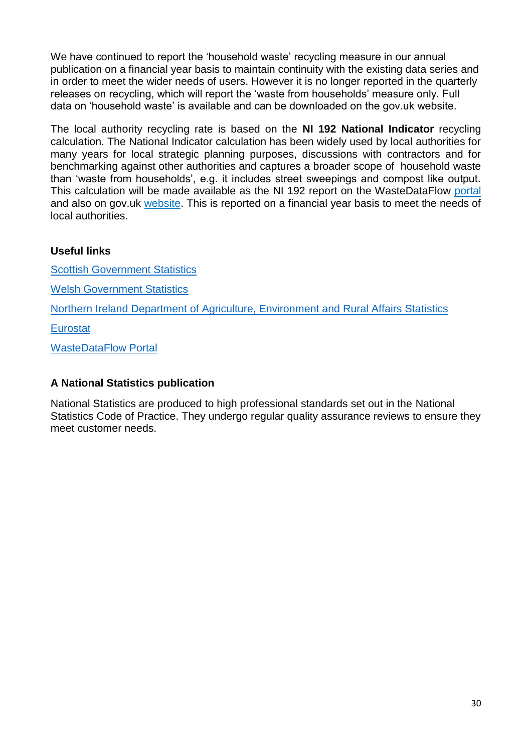We have continued to report the 'household waste' recycling measure in our annual publication on a financial year basis to maintain continuity with the existing data series and in order to meet the wider needs of users. However it is no longer reported in the quarterly releases on recycling, which will report the 'waste from households' measure only. Full data on 'household waste' is available and can be downloaded on the gov.uk website.

The local authority recycling rate is based on the **NI 192 National Indicator** recycling calculation. The National Indicator calculation has been widely used by local authorities for many years for local strategic planning purposes, discussions with contractors and for benchmarking against other authorities and captures a broader scope of household waste than 'waste from households', e.g. it includes street sweepings and compost like output. This calculation will be made available as the NI 192 report on the WasteDataFlow portal and also on gov.uk website. This is reported on a financial year basis to meet the needs of local authorities.

### Useful links

Scottish Government Statistics

Welsh Government Statistics

Northern Ireland Department of Agriculture, Environment and Rural Affairs Statistics

Eurostat

WasteDataFlow Portal

### A National Statistics publication

National Statistics are produced to high professional standards set out in the National Statistics Code of Practice. They undergo regular quality assurance reviews to ensure they meet customer needs.